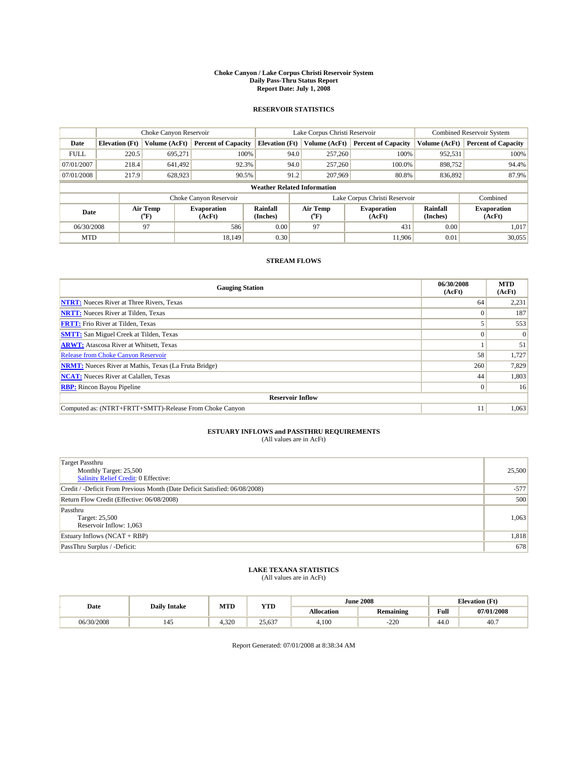# Choke Canyon / Lake Corpus Christi Reservoir System
## Daily Pass-Thru Status Report
## Report Date: July 1, 2008

### RESERVOIR STATISTICS

| | Choke Canyon Reservoir | | | Lake Corpus Christi Reservoir | | | Combined Reservoir System | |
|---|---|---|---|---|---|---|---|---|
| Date | Elevation (Ft) | Volume (AcFt) | Percent of Capacity | Elevation (Ft) | Volume (AcFt) | Percent of Capacity | Volume (AcFt) | Percent of Capacity |
| FULL | 220.5 | 695,271 | 100% | 94.0 | 257,260 | 100% | 952,531 | 100% |
| 07/01/2007 | 218.4 | 641,492 | 92.3% | 94.0 | 257,260 | 100.0% | 898,752 | 94.4% |
| 07/01/2008 | 217.9 | 628,923 | 90.5% | 91.2 | 207,969 | 80.8% | 836,892 | 87.9% |

**Weather Related Information**

| | Choke Canyon Reservoir | | | Lake Corpus Christi Reservoir | | | Combined |
|---|---|---|---|---|---|---|---|
| Date | Air Temp (°F) | Evaporation (AcFt) | Rainfall (Inches) | Air Temp (°F) | Evaporation (AcFt) | Rainfall (Inches) | Evaporation (AcFt) |
| 06/30/2008 | 97 | 586 | 0.00 | 97 | 431 | 0.00 | 1,017 |
| MTD | | 18,149 | 0.30 | | 11,906 | 0.01 | 30,055 |

### STREAM FLOWS

| Gauging Station | 06/30/2008 (AcFt) | MTD (AcFt) |
|---|---|---|
| NTRT: Nueces River at Three Rivers, Texas | 64 | 2,231 |
| NRTT: Nueces River at Tilden, Texas | 0 | 187 |
| FRTT: Frio River at Tilden, Texas | 5 | 553 |
| SMTT: San Miguel Creek at Tilden, Texas | 0 | 0 |
| ARWT: Atascosa River at Whitsett, Texas | 1 | 51 |
| Release from Choke Canyon Reservoir | 58 | 1,727 |
| NRMT: Nueces River at Mathis, Texas (La Fruta Bridge) | 260 | 7,829 |
| NCAT: Nueces River at Calallen, Texas | 44 | 1,803 |
| RBP: Rincon Bayou Pipeline | 0 | 16 |
| **Reservoir Inflow** | | |
| Computed as: (NTRT+FRTT+SMTT)-Release From Choke Canyon | 11 | 1,063 |

### ESTUARY INFLOWS and PASSTHRU REQUIREMENTS
(All values are in AcFt)

| | |
|---|---|
| Target Passthru<br>Monthly Target: 25,500<br>Salinity Relief Credit: 0 Effective: | 25,500 |
| Credit / -Deficit From Previous Month (Date Deficit Satisfied: 06/08/2008) | -577 |
| Return Flow Credit (Effective: 06/08/2008) | 500 |
| Passthru<br>Target: 25,500<br>Reservoir Inflow: 1,063 | 1,063 |
| Estuary Inflows (NCAT + RBP) | 1,818 |
| PassThru Surplus / -Deficit: | 678 |

### LAKE TEXANA STATISTICS
(All values are in AcFt)

| Date | Daily Intake | MTD | YTD | June 2008 | | Elevation (Ft) | |
|---|---|---|---|---|---|---|---|
| | | | | Allocation | Remaining | Full | 07/01/2008 |
| 06/30/2008 | 145 | 4,320 | 25,637 | 4,100 | -220 | 44.0 | 40.7 |

Report Generated: 07/01/2008 at 8:38:34 AM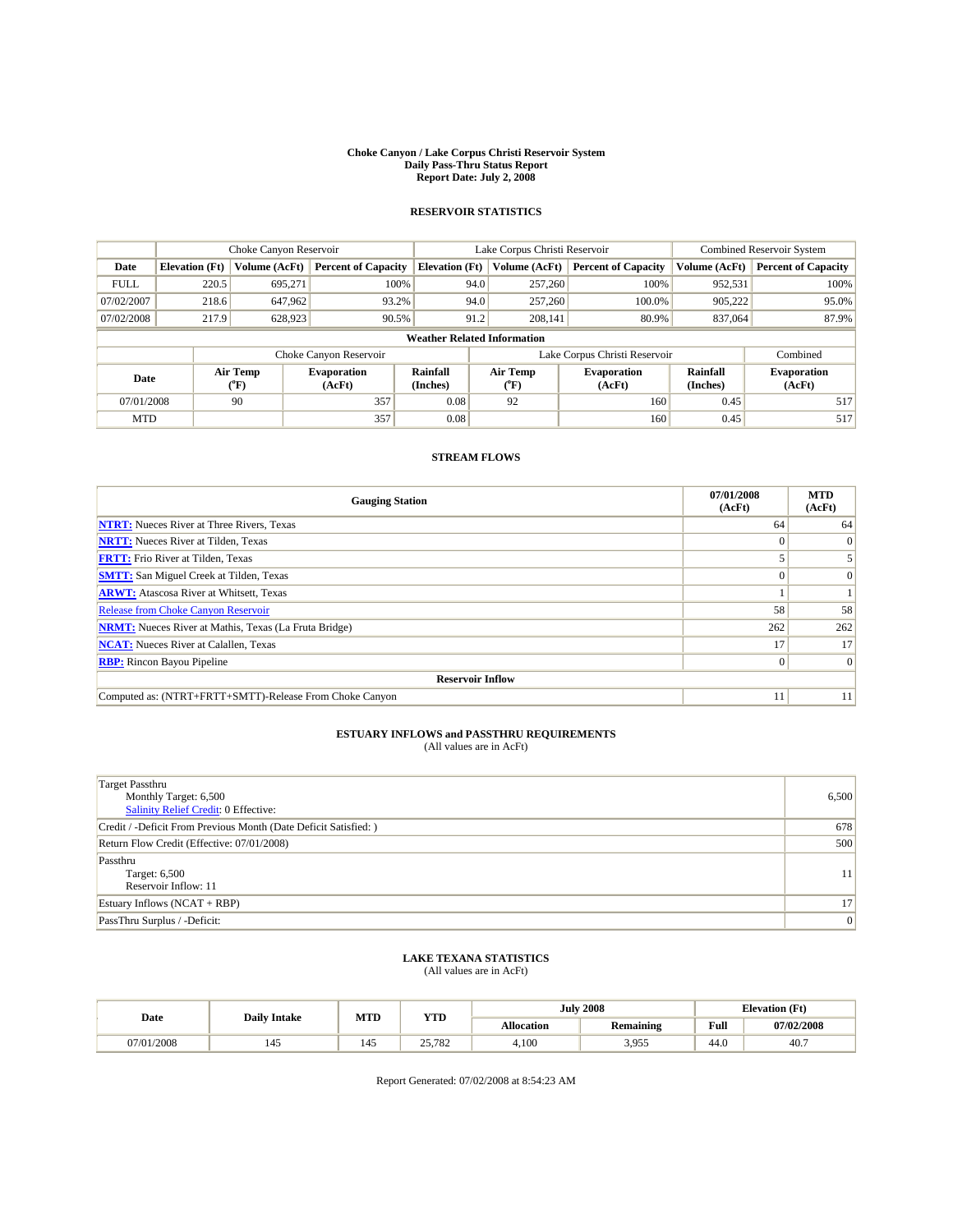# Choke Canyon / Lake Corpus Christi Reservoir System
## Daily Pass-Thru Status Report
## Report Date: July 2, 2008

### RESERVOIR STATISTICS

| | Choke Canyon Reservoir | | | Lake Corpus Christi Reservoir | | | Combined Reservoir System | |
|---|---|---|---|---|---|---|---|---|
| Date | Elevation (Ft) | Volume (AcFt) | Percent of Capacity | Elevation (Ft) | Volume (AcFt) | Percent of Capacity | Volume (AcFt) | Percent of Capacity |
| FULL | 220.5 | 695,271 | 100% | 94.0 | 257,260 | 100% | 952,531 | 100% |
| 07/02/2007 | 218.6 | 647,962 | 93.2% | 94.0 | 257,260 | 100.0% | 905,222 | 95.0% |
| 07/02/2008 | 217.9 | 628,923 | 90.5% | 91.2 | 208,141 | 80.9% | 837,064 | 87.9% |

**Weather Related Information**

| | Choke Canyon Reservoir | | | Lake Corpus Christi Reservoir | | | Combined |
|---|---|---|---|---|---|---|---|
| Date | Air Temp (°F) | Evaporation (AcFt) | Rainfall (Inches) | Air Temp (°F) | Evaporation (AcFt) | Rainfall (Inches) | Evaporation (AcFt) |
| 07/01/2008 | 90 | 357 | 0.08 | 92 | 160 | 0.45 | 517 |
| MTD | | 357 | 0.08 | | 160 | 0.45 | 517 |

### STREAM FLOWS

| Gauging Station | 07/01/2008 (AcFt) | MTD (AcFt) |
|---|---|---|
| NTRT: Nueces River at Three Rivers, Texas | 64 | 64 |
| NRTT: Nueces River at Tilden, Texas | 0 | 0 |
| FRTT: Frio River at Tilden, Texas | 5 | 5 |
| SMTT: San Miguel Creek at Tilden, Texas | 0 | 0 |
| ARWT: Atascosa River at Whitsett, Texas | 1 | 1 |
| Release from Choke Canyon Reservoir | 58 | 58 |
| NRMT: Nueces River at Mathis, Texas (La Fruta Bridge) | 262 | 262 |
| NCAT: Nueces River at Calallen, Texas | 17 | 17 |
| RBP: Rincon Bayou Pipeline | 0 | 0 |
| **Reservoir Inflow** | | |
| Computed as: (NTRT+FRTT+SMTT)-Release From Choke Canyon | 11 | 11 |

### ESTUARY INFLOWS and PASSTHRU REQUIREMENTS
(All values are in AcFt)

| | |
|---|---|
| Target Passthru<br>Monthly Target: 6,500<br>Salinity Relief Credit: 0 Effective: | 6,500 |
| Credit / -Deficit From Previous Month (Date Deficit Satisfied: ) | 678 |
| Return Flow Credit (Effective: 07/01/2008) | 500 |
| Passthru<br>Target: 6,500<br>Reservoir Inflow: 11 | 11 |
| Estuary Inflows (NCAT + RBP) | 17 |
| PassThru Surplus / -Deficit: | 0 |

### LAKE TEXANA STATISTICS
(All values are in AcFt)

| Date | Daily Intake | MTD | YTD | July 2008 | | Elevation (Ft) | |
|---|---|---|---|---|---|---|---|
| | | | | Allocation | Remaining | Full | 07/02/2008 |
| 07/01/2008 | 145 | 145 | 25,782 | 4,100 | 3,955 | 44.0 | 40.7 |

Report Generated: 07/02/2008 at 8:54:23 AM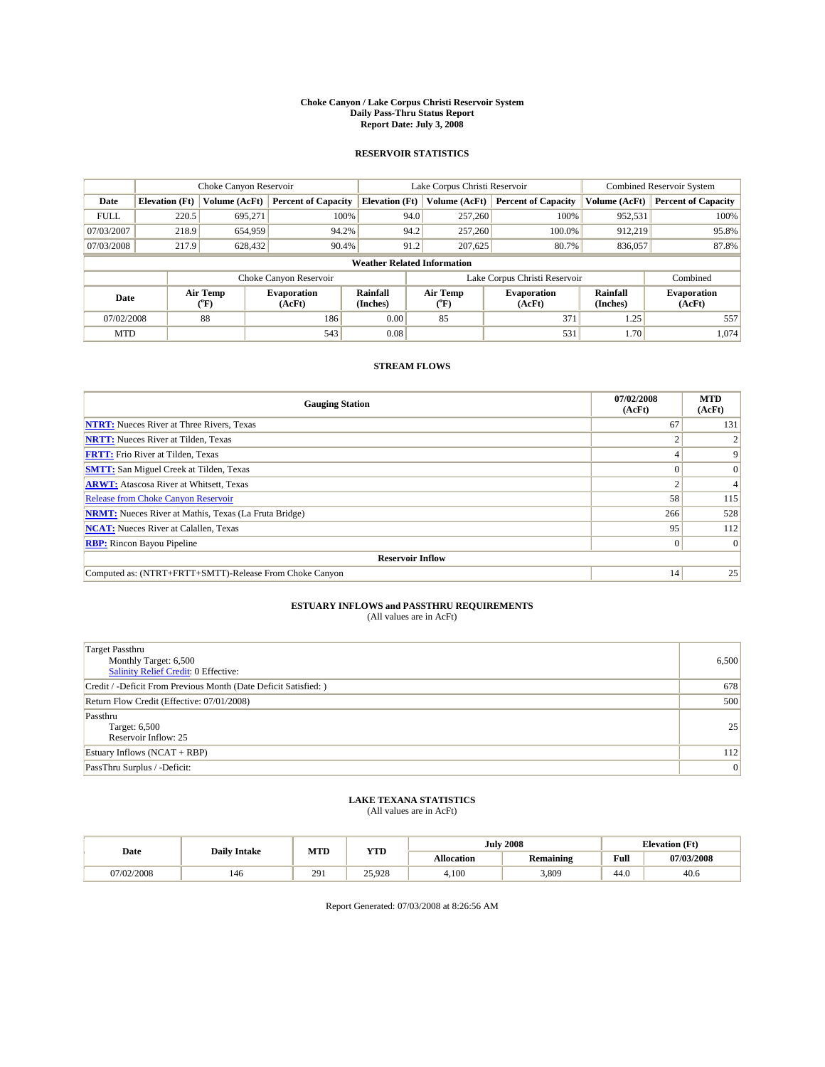# Choke Canyon / Lake Corpus Christi Reservoir System
## Daily Pass-Thru Status Report
## Report Date: July 3, 2008

### RESERVOIR STATISTICS

| | Choke Canyon Reservoir | | | Lake Corpus Christi Reservoir | | | Combined Reservoir System | |
|---|---|---|---|---|---|---|---|---|
| Date | Elevation (Ft) | Volume (AcFt) | Percent of Capacity | Elevation (Ft) | Volume (AcFt) | Percent of Capacity | Volume (AcFt) | Percent of Capacity |
| FULL | 220.5 | 695,271 | 100% | 94.0 | 257,260 | 100% | 952,531 | 100% |
| 07/03/2007 | 218.9 | 654,959 | 94.2% | 94.2 | 257,260 | 100.0% | 912,219 | 95.8% |
| 07/03/2008 | 217.9 | 628,432 | 90.4% | 91.2 | 207,625 | 80.7% | 836,057 | 87.8% |

**Weather Related Information**

| | Choke Canyon Reservoir | | | Lake Corpus Christi Reservoir | | | Combined |
|---|---|---|---|---|---|---|---|
| Date | Air Temp (°F) | Evaporation (AcFt) | Rainfall (Inches) | Air Temp (°F) | Evaporation (AcFt) | Rainfall (Inches) | Evaporation (AcFt) |
| 07/02/2008 | 88 | 186 | 0.00 | 85 | 371 | 1.25 | 557 |
| MTD | | 543 | 0.08 | | 531 | 1.70 | 1,074 |

### STREAM FLOWS

| Gauging Station | 07/02/2008 (AcFt) | MTD (AcFt) |
|---|---|---|
| NTRT: Nueces River at Three Rivers, Texas | 67 | 131 |
| NRTT: Nueces River at Tilden, Texas | 2 | 2 |
| FRTT: Frio River at Tilden, Texas | 4 | 9 |
| SMTT: San Miguel Creek at Tilden, Texas | 0 | 0 |
| ARWT: Atascosa River at Whitsett, Texas | 2 | 4 |
| Release from Choke Canyon Reservoir | 58 | 115 |
| NRMT: Nueces River at Mathis, Texas (La Fruta Bridge) | 266 | 528 |
| NCAT: Nueces River at Calallen, Texas | 95 | 112 |
| RBP: Rincon Bayou Pipeline | 0 | 0 |
| **Reservoir Inflow** | | |
| Computed as: (NTRT+FRTT+SMTT)-Release From Choke Canyon | 14 | 25 |

### ESTUARY INFLOWS and PASSTHRU REQUIREMENTS
(All values are in AcFt)

| | |
|---|---|
| Target Passthru<br>Monthly Target: 6,500<br>Salinity Relief Credit: 0 Effective: | 6,500 |
| Credit / -Deficit From Previous Month (Date Deficit Satisfied: ) | 678 |
| Return Flow Credit (Effective: 07/01/2008) | 500 |
| Passthru<br>Target: 6,500<br>Reservoir Inflow: 25 | 25 |
| Estuary Inflows (NCAT + RBP) | 112 |
| PassThru Surplus / -Deficit: | 0 |

### LAKE TEXANA STATISTICS
(All values are in AcFt)

| Date | Daily Intake | MTD | YTD | July 2008 | | Elevation (Ft) | |
|---|---|---|---|---|---|---|---|
| | | | | Allocation | Remaining | Full | 07/03/2008 |
| 07/02/2008 | 146 | 291 | 25,928 | 4,100 | 3,809 | 44.0 | 40.6 |

Report Generated: 07/03/2008 at 8:26:56 AM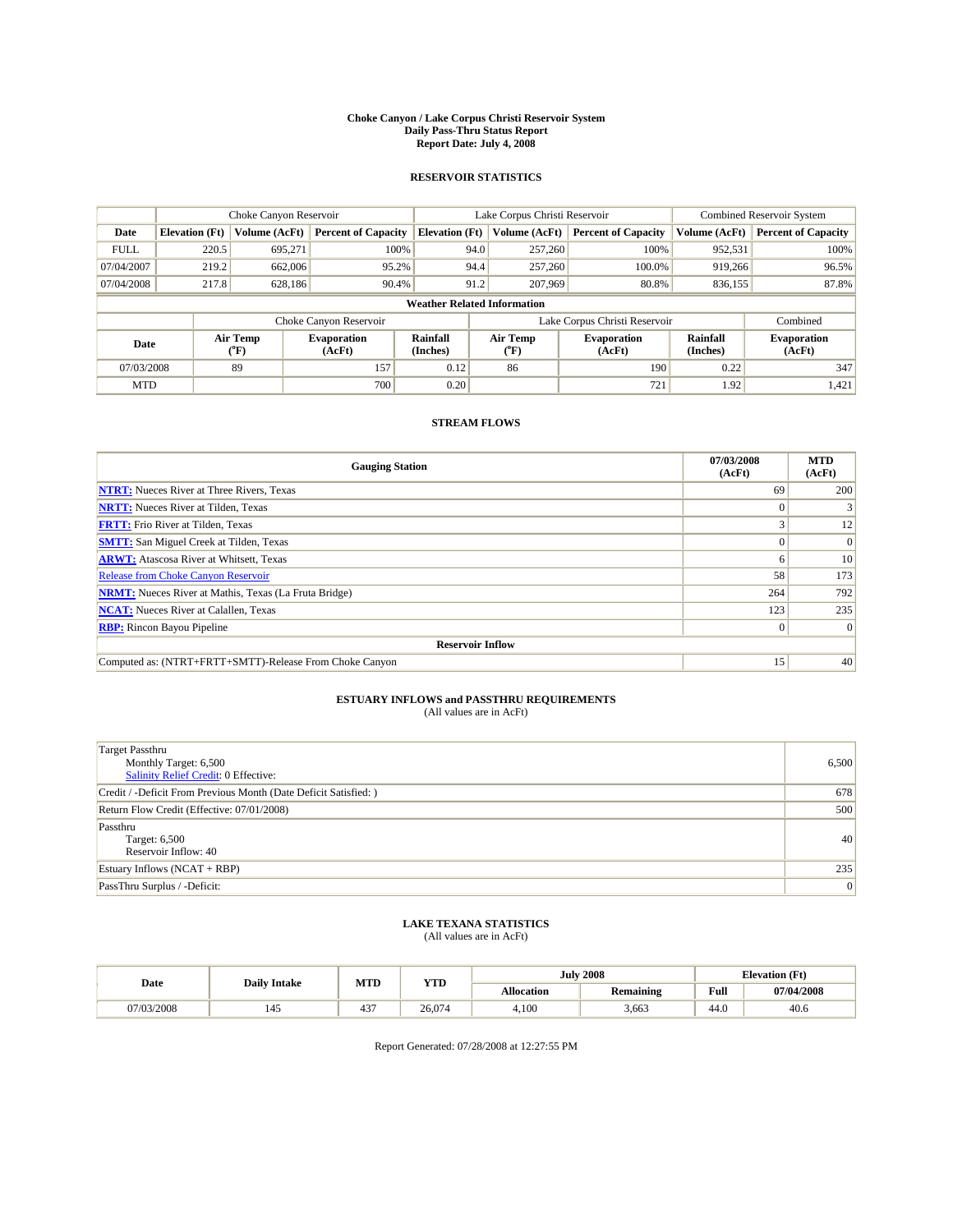# Choke Canyon / Lake Corpus Christi Reservoir System
## Daily Pass-Thru Status Report
### Report Date: July 4, 2008

## RESERVOIR STATISTICS

| | Choke Canyon Reservoir | | | Lake Corpus Christi Reservoir | | | Combined Reservoir System | |
|---|---|---|---|---|---|---|---|---|
| Date | Elevation (Ft) | Volume (AcFt) | Percent of Capacity | Elevation (Ft) | Volume (AcFt) | Percent of Capacity | Volume (AcFt) | Percent of Capacity |
| FULL | 220.5 | 695,271 | 100% | 94.0 | 257,260 | 100% | 952,531 | 100% |
| 07/04/2007 | 219.2 | 662,006 | 95.2% | 94.4 | 257,260 | 100.0% | 919,266 | 96.5% |
| 07/04/2008 | 217.8 | 628,186 | 90.4% | 91.2 | 207,969 | 80.8% | 836,155 | 87.8% |

**Weather Related Information**

| | Choke Canyon Reservoir | | | Lake Corpus Christi Reservoir | | | Combined |
|---|---|---|---|---|---|---|---|
| Date | Air Temp (°F) | Evaporation (AcFt) | Rainfall (Inches) | Air Temp (°F) | Evaporation (AcFt) | Rainfall (Inches) | Evaporation (AcFt) |
| 07/03/2008 | 89 | 157 | 0.12 | 86 | 190 | 0.22 | 347 |
| MTD | | 700 | 0.20 | | 721 | 1.92 | 1,421 |

## STREAM FLOWS

| Gauging Station | 07/03/2008 (AcFt) | MTD (AcFt) |
|---|---|---|
| **NTRT:** Nueces River at Three Rivers, Texas | 69 | 200 |
| **NRTT:** Nueces River at Tilden, Texas | 0 | 3 |
| **FRTT:** Frio River at Tilden, Texas | 3 | 12 |
| **SMTT:** San Miguel Creek at Tilden, Texas | 0 | 0 |
| **ARWT:** Atascosa River at Whitsett, Texas | 6 | 10 |
| Release from Choke Canyon Reservoir | 58 | 173 |
| **NRMT:** Nueces River at Mathis, Texas (La Fruta Bridge) | 264 | 792 |
| **NCAT:** Nueces River at Calallen, Texas | 123 | 235 |
| **RBP:** Rincon Bayou Pipeline | 0 | 0 |
| **Reservoir Inflow** | | |
| Computed as: (NTRT+FRTT+SMTT)-Release From Choke Canyon | 15 | 40 |

## ESTUARY INFLOWS and PASSTHRU REQUIREMENTS
(All values are in AcFt)

| | |
|---|---|
| Target Passthru<br>Monthly Target: 6,500<br>Salinity Relief Credit: 0 Effective: | 6,500 |
| Credit / -Deficit From Previous Month (Date Deficit Satisfied: ) | 678 |
| Return Flow Credit (Effective: 07/01/2008) | 500 |
| Passthru<br>Target: 6,500<br>Reservoir Inflow: 40 | 40 |
| Estuary Inflows (NCAT + RBP) | 235 |
| PassThru Surplus / -Deficit: | 0 |

## LAKE TEXANA STATISTICS
(All values are in AcFt)

| Date | Daily Intake | MTD | YTD | July 2008 | | Elevation (Ft) | |
|---|---|---|---|---|---|---|---|
| | | | | Allocation | Remaining | Full | 07/04/2008 |
| 07/03/2008 | 145 | 437 | 26,074 | 4,100 | 3,663 | 44.0 | 40.6 |

Report Generated: 07/28/2008 at 12:27:55 PM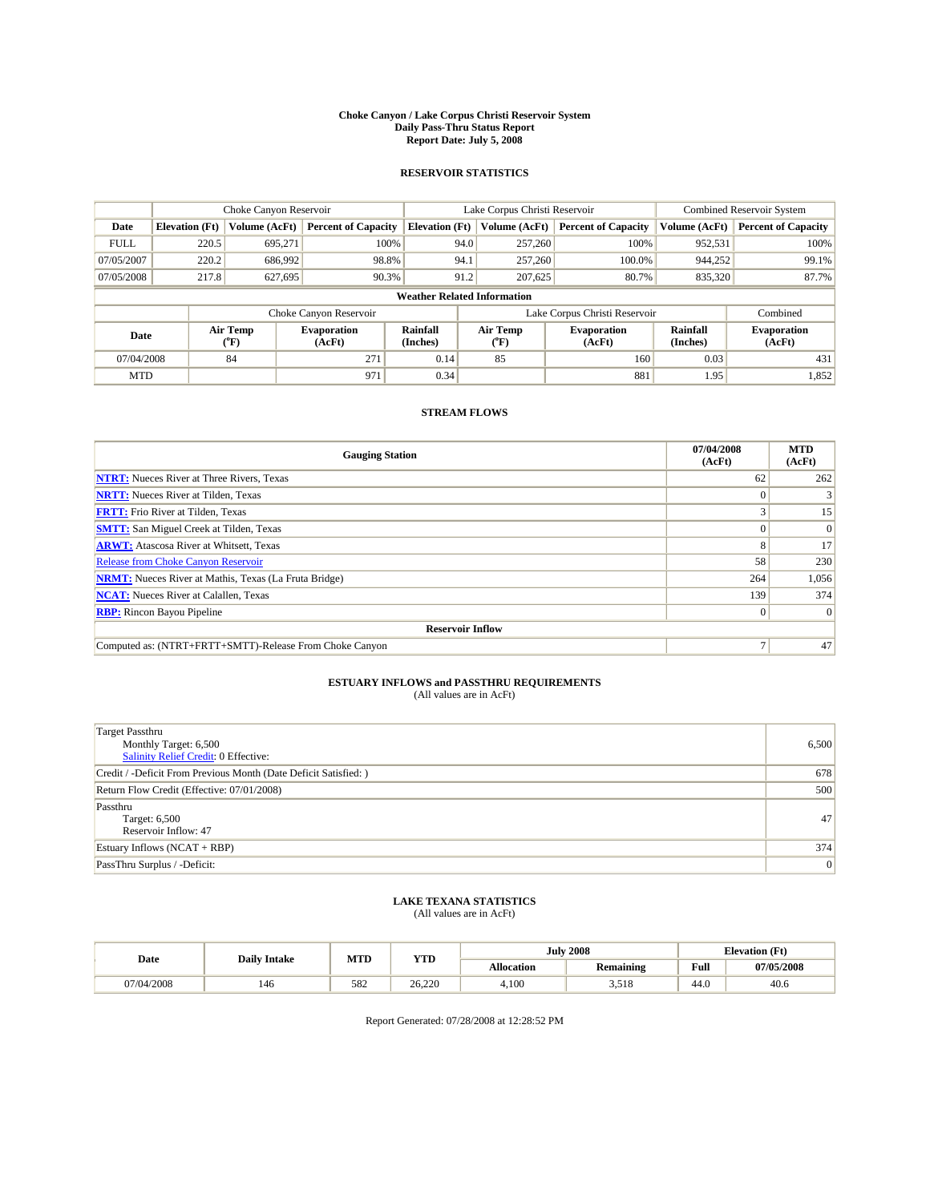**Choke Canyon / Lake Corpus Christi Reservoir System**
**Daily Pass-Thru Status Report**
**Report Date: July 5, 2008**

## RESERVOIR STATISTICS

| | Choke Canyon Reservoir | | | Lake Corpus Christi Reservoir | | | Combined Reservoir System | |
|---|---|---|---|---|---|---|---|---|
| **Date** | **Elevation (Ft)** | **Volume (AcFt)** | **Percent of Capacity** | **Elevation (Ft)** | **Volume (AcFt)** | **Percent of Capacity** | **Volume (AcFt)** | **Percent of Capacity** |
| FULL | 220.5 | 695,271 | 100% | 94.0 | 257,260 | 100% | 952,531 | 100% |
| 07/05/2007 | 220.2 | 686,992 | 98.8% | 94.1 | 257,260 | 100.0% | 944,252 | 99.1% |
| 07/05/2008 | 217.8 | 627,695 | 90.3% | 91.2 | 207,625 | 80.7% | 835,320 | 87.7% |

**Weather Related Information**

| | Choke Canyon Reservoir | | | Lake Corpus Christi Reservoir | | | Combined |
|---|---|---|---|---|---|---|---|
| **Date** | **Air Temp (°F)** | **Evaporation (AcFt)** | **Rainfall (Inches)** | **Air Temp (°F)** | **Evaporation (AcFt)** | **Rainfall (Inches)** | **Evaporation (AcFt)** |
| 07/04/2008 | 84 | 271 | 0.14 | 85 | 160 | 0.03 | 431 |
| MTD | | 971 | 0.34 | | 881 | 1.95 | 1,852 |

## STREAM FLOWS

| Gauging Station | 07/04/2008 (AcFt) | MTD (AcFt) |
|---|---|---|
| **NTRT:** Nueces River at Three Rivers, Texas | 62 | 262 |
| **NRTT:** Nueces River at Tilden, Texas | 0 | 3 |
| **FRTT:** Frio River at Tilden, Texas | 3 | 15 |
| **SMTT:** San Miguel Creek at Tilden, Texas | 0 | 0 |
| **ARWT:** Atascosa River at Whitsett, Texas | 8 | 17 |
| Release from Choke Canyon Reservoir | 58 | 230 |
| **NRMT:** Nueces River at Mathis, Texas (La Fruta Bridge) | 264 | 1,056 |
| **NCAT:** Nueces River at Calallen, Texas | 139 | 374 |
| **RBP:** Rincon Bayou Pipeline | 0 | 0 |
| **Reservoir Inflow** | | |
| Computed as: (NTRT+FRTT+SMTT)-Release From Choke Canyon | 7 | 47 |

## ESTUARY INFLOWS and PASSTHRU REQUIREMENTS
(All values are in AcFt)

| | |
|---|---|
| Target Passthru<br>Monthly Target: 6,500<br>Salinity Relief Credit: 0 Effective: | 6,500 |
| Credit / -Deficit From Previous Month (Date Deficit Satisfied: ) | 678 |
| Return Flow Credit (Effective: 07/01/2008) | 500 |
| Passthru<br>Target: 6,500<br>Reservoir Inflow: 47 | 47 |
| Estuary Inflows (NCAT + RBP) | 374 |
| PassThru Surplus / -Deficit: | 0 |

## LAKE TEXANA STATISTICS
(All values are in AcFt)

| Date | Daily Intake | MTD | YTD | July 2008 | | Elevation (Ft) | |
|---|---|---|---|---|---|---|---|
| | | | | **Allocation** | **Remaining** | **Full** | **07/05/2008** |
| 07/04/2008 | 146 | 582 | 26,220 | 4,100 | 3,518 | 44.0 | 40.6 |

Report Generated: 07/28/2008 at 12:28:52 PM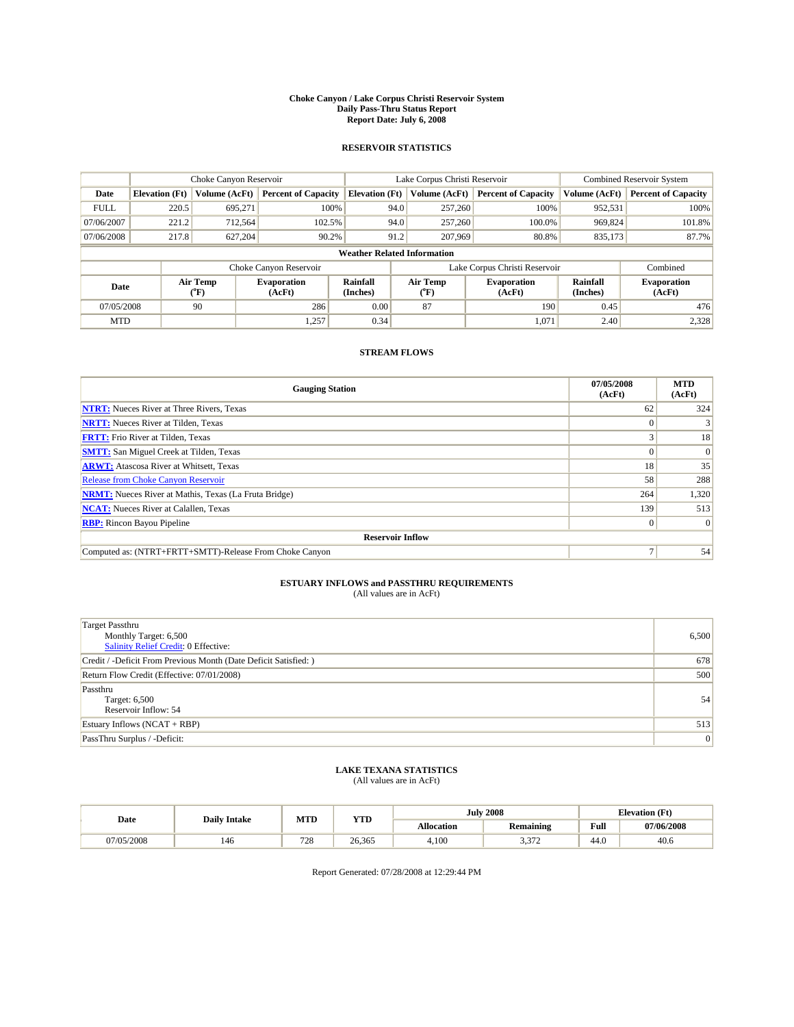# Choke Canyon / Lake Corpus Christi Reservoir System
## Daily Pass-Thru Status Report
### Report Date: July 6, 2008

## RESERVOIR STATISTICS

| | Choke Canyon Reservoir | | | Lake Corpus Christi Reservoir | | | Combined Reservoir System | |
|---|---|---|---|---|---|---|---|---|
| Date | Elevation (Ft) | Volume (AcFt) | Percent of Capacity | Elevation (Ft) | Volume (AcFt) | Percent of Capacity | Volume (AcFt) | Percent of Capacity |
| FULL | 220.5 | 695,271 | 100% | 94.0 | 257,260 | 100% | 952,531 | 100% |
| 07/06/2007 | 221.2 | 712,564 | 102.5% | 94.0 | 257,260 | 100.0% | 969,824 | 101.8% |
| 07/06/2008 | 217.8 | 627,204 | 90.2% | 91.2 | 207,969 | 80.8% | 835,173 | 87.7% |

**Weather Related Information**

| | Choke Canyon Reservoir | | | Lake Corpus Christi Reservoir | | | Combined |
|---|---|---|---|---|---|---|---|
| Date | Air Temp (°F) | Evaporation (AcFt) | Rainfall (Inches) | Air Temp (°F) | Evaporation (AcFt) | Rainfall (Inches) | Evaporation (AcFt) |
| 07/05/2008 | 90 | 286 | 0.00 | 87 | 190 | 0.45 | 476 |
| MTD | | 1,257 | 0.34 | | 1,071 | 2.40 | 2,328 |

## STREAM FLOWS

| Gauging Station | 07/05/2008 (AcFt) | MTD (AcFt) |
|---|---|---|
| NTRT: Nueces River at Three Rivers, Texas | 62 | 324 |
| NRTT: Nueces River at Tilden, Texas | 0 | 3 |
| FRTT: Frio River at Tilden, Texas | 3 | 18 |
| SMTT: San Miguel Creek at Tilden, Texas | 0 | 0 |
| ARWT: Atascosa River at Whitsett, Texas | 18 | 35 |
| Release from Choke Canyon Reservoir | 58 | 288 |
| NRMT: Nueces River at Mathis, Texas (La Fruta Bridge) | 264 | 1,320 |
| NCAT: Nueces River at Calallen, Texas | 139 | 513 |
| RBP: Rincon Bayou Pipeline | 0 | 0 |
| **Reservoir Inflow** | | |
| Computed as: (NTRT+FRTT+SMTT)-Release From Choke Canyon | 7 | 54 |

## ESTUARY INFLOWS and PASSTHRU REQUIREMENTS
(All values are in AcFt)

| | |
|---|---|
| Target Passthru<br>Monthly Target: 6,500<br>Salinity Relief Credit: 0 Effective: | 6,500 |
| Credit / -Deficit From Previous Month (Date Deficit Satisfied: ) | 678 |
| Return Flow Credit (Effective: 07/01/2008) | 500 |
| Passthru<br>Target: 6,500<br>Reservoir Inflow: 54 | 54 |
| Estuary Inflows (NCAT + RBP) | 513 |
| PassThru Surplus / -Deficit: | 0 |

## LAKE TEXANA STATISTICS
(All values are in AcFt)

| Date | Daily Intake | MTD | YTD | July 2008 | | Elevation (Ft) | |
|---|---|---|---|---|---|---|---|
| | | | | Allocation | Remaining | Full | 07/06/2008 |
| 07/05/2008 | 146 | 728 | 26,365 | 4,100 | 3,372 | 44.0 | 40.6 |

Report Generated: 07/28/2008 at 12:29:44 PM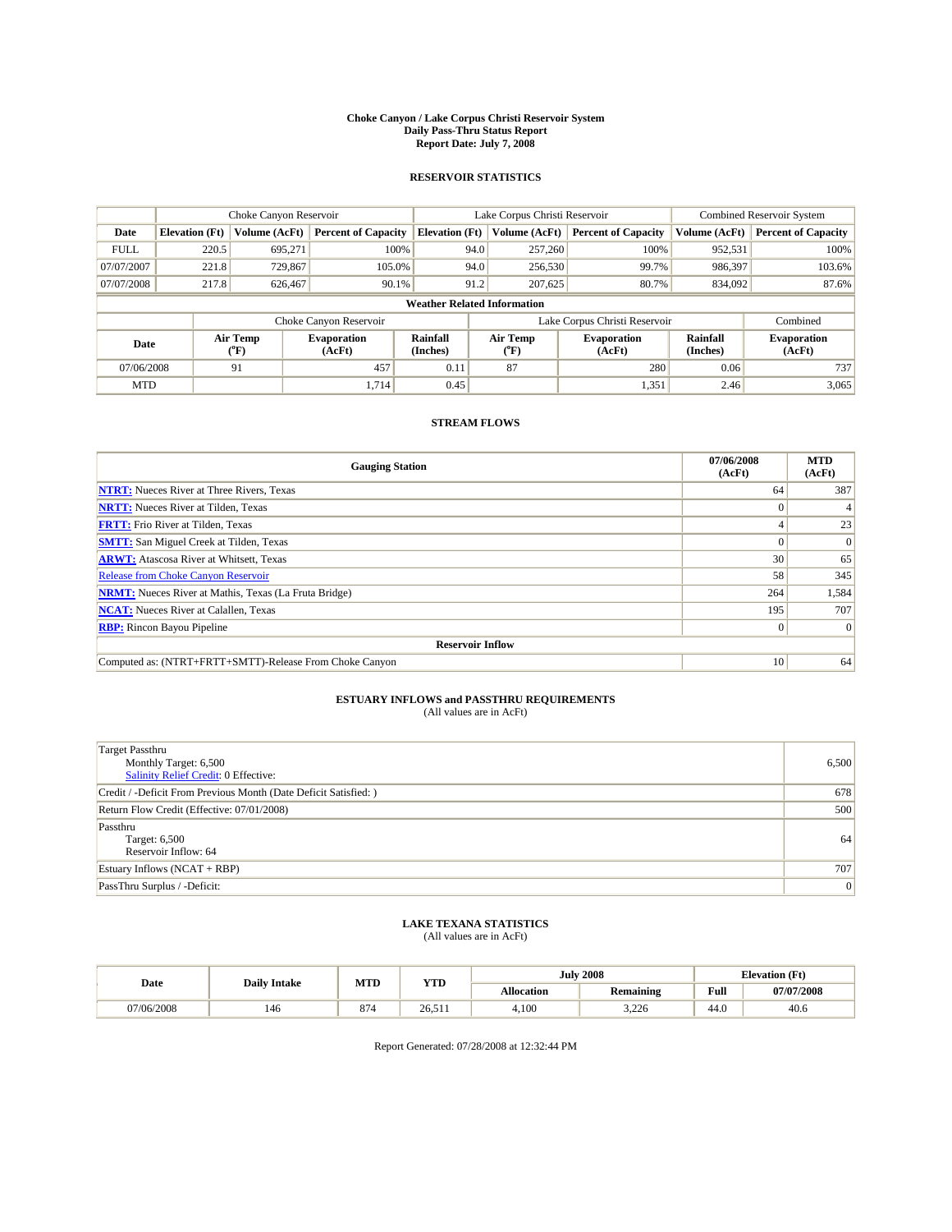# Choke Canyon / Lake Corpus Christi Reservoir System
## Daily Pass-Thru Status Report
### Report Date: July 7, 2008

## RESERVOIR STATISTICS

| | Choke Canyon Reservoir | | | Lake Corpus Christi Reservoir | | | Combined Reservoir System | |
|---|---|---|---|---|---|---|---|---|
| Date | Elevation (Ft) | Volume (AcFt) | Percent of Capacity | Elevation (Ft) | Volume (AcFt) | Percent of Capacity | Volume (AcFt) | Percent of Capacity |
| FULL | 220.5 | 695,271 | 100% | 94.0 | 257,260 | 100% | 952,531 | 100% |
| 07/07/2007 | 221.8 | 729,867 | 105.0% | 94.0 | 256,530 | 99.7% | 986,397 | 103.6% |
| 07/07/2008 | 217.8 | 626,467 | 90.1% | 91.2 | 207,625 | 80.7% | 834,092 | 87.6% |

**Weather Related Information**

| | Choke Canyon Reservoir | | | Lake Corpus Christi Reservoir | | | Combined |
|---|---|---|---|---|---|---|---|
| Date | Air Temp (°F) | Evaporation (AcFt) | Rainfall (Inches) | Air Temp (°F) | Evaporation (AcFt) | Rainfall (Inches) | Evaporation (AcFt) |
| 07/06/2008 | 91 | 457 | 0.11 | 87 | 280 | 0.06 | 737 |
| MTD | | 1,714 | 0.45 | | 1,351 | 2.46 | 3,065 |

## STREAM FLOWS

| Gauging Station | 07/06/2008 (AcFt) | MTD (AcFt) |
|---|---|---|
| NTRT: Nueces River at Three Rivers, Texas | 64 | 387 |
| NRTT: Nueces River at Tilden, Texas | 0 | 4 |
| FRTT: Frio River at Tilden, Texas | 4 | 23 |
| SMTT: San Miguel Creek at Tilden, Texas | 0 | 0 |
| ARWT: Atascosa River at Whitsett, Texas | 30 | 65 |
| Release from Choke Canyon Reservoir | 58 | 345 |
| NRMT: Nueces River at Mathis, Texas (La Fruta Bridge) | 264 | 1,584 |
| NCAT: Nueces River at Calallen, Texas | 195 | 707 |
| RBP: Rincon Bayou Pipeline | 0 | 0 |
| **Reservoir Inflow** | | |
| Computed as: (NTRT+FRTT+SMTT)-Release From Choke Canyon | 10 | 64 |

## ESTUARY INFLOWS and PASSTHRU REQUIREMENTS
(All values are in AcFt)

| | |
|---|---|
| Target Passthru<br>Monthly Target: 6,500<br>Salinity Relief Credit: 0 Effective: | 6,500 |
| Credit / -Deficit From Previous Month (Date Deficit Satisfied: ) | 678 |
| Return Flow Credit (Effective: 07/01/2008) | 500 |
| Passthru<br>Target: 6,500<br>Reservoir Inflow: 64 | 64 |
| Estuary Inflows (NCAT + RBP) | 707 |
| PassThru Surplus / -Deficit: | 0 |

## LAKE TEXANA STATISTICS
(All values are in AcFt)

| Date | Daily Intake | MTD | YTD | July 2008 | | Elevation (Ft) | |
|---|---|---|---|---|---|---|---|
| | | | | Allocation | Remaining | Full | 07/07/2008 |
| 07/06/2008 | 146 | 874 | 26,511 | 4,100 | 3,226 | 44.0 | 40.6 |

Report Generated: 07/28/2008 at 12:32:44 PM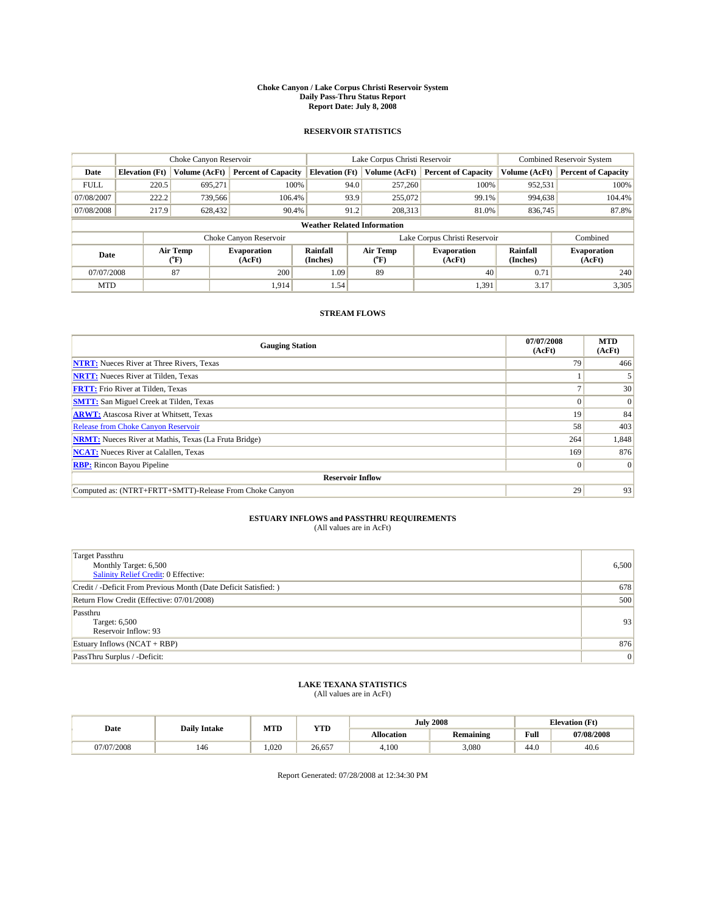# Choke Canyon / Lake Corpus Christi Reservoir System
## Daily Pass-Thru Status Report
## Report Date: July 8, 2008

### RESERVOIR STATISTICS

| | Choke Canyon Reservoir | | | Lake Corpus Christi Reservoir | | | Combined Reservoir System | |
|---|---|---|---|---|---|---|---|---|
| Date | Elevation (Ft) | Volume (AcFt) | Percent of Capacity | Elevation (Ft) | Volume (AcFt) | Percent of Capacity | Volume (AcFt) | Percent of Capacity |
| FULL | 220.5 | 695,271 | 100% | 94.0 | 257,260 | 100% | 952,531 | 100% |
| 07/08/2007 | 222.2 | 739,566 | 106.4% | 93.9 | 255,072 | 99.1% | 994,638 | 104.4% |
| 07/08/2008 | 217.9 | 628,432 | 90.4% | 91.2 | 208,313 | 81.0% | 836,745 | 87.8% |

**Weather Related Information**

| | Choke Canyon Reservoir | | | Lake Corpus Christi Reservoir | | | Combined |
|---|---|---|---|---|---|---|---|
| Date | Air Temp (°F) | Evaporation (AcFt) | Rainfall (Inches) | Air Temp (°F) | Evaporation (AcFt) | Rainfall (Inches) | Evaporation (AcFt) |
| 07/07/2008 | 87 | 200 | 1.09 | 89 | 40 | 0.71 | 240 |
| MTD | | 1,914 | 1.54 | | 1,391 | 3.17 | 3,305 |

### STREAM FLOWS

| Gauging Station | 07/07/2008 (AcFt) | MTD (AcFt) |
|---|---|---|
| NTRT: Nueces River at Three Rivers, Texas | 79 | 466 |
| NRTT: Nueces River at Tilden, Texas | 1 | 5 |
| FRTT: Frio River at Tilden, Texas | 7 | 30 |
| SMTT: San Miguel Creek at Tilden, Texas | 0 | 0 |
| ARWT: Atascosa River at Whitsett, Texas | 19 | 84 |
| Release from Choke Canyon Reservoir | 58 | 403 |
| NRMT: Nueces River at Mathis, Texas (La Fruta Bridge) | 264 | 1,848 |
| NCAT: Nueces River at Calallen, Texas | 169 | 876 |
| RBP: Rincon Bayou Pipeline | 0 | 0 |
| **Reservoir Inflow** | | |
| Computed as: (NTRT+FRTT+SMTT)-Release From Choke Canyon | 29 | 93 |

### ESTUARY INFLOWS and PASSTHRU REQUIREMENTS
(All values are in AcFt)

| | |
|---|---|
| Target Passthru<br>Monthly Target: 6,500<br>Salinity Relief Credit: 0 Effective: | 6,500 |
| Credit / -Deficit From Previous Month (Date Deficit Satisfied: ) | 678 |
| Return Flow Credit (Effective: 07/01/2008) | 500 |
| Passthru<br>Target: 6,500<br>Reservoir Inflow: 93 | 93 |
| Estuary Inflows (NCAT + RBP) | 876 |
| PassThru Surplus / -Deficit: | 0 |

### LAKE TEXANA STATISTICS
(All values are in AcFt)

| Date | Daily Intake | MTD | YTD | July 2008 | | Elevation (Ft) | |
|---|---|---|---|---|---|---|---|
| | | | | Allocation | Remaining | Full | 07/08/2008 |
| 07/07/2008 | 146 | 1,020 | 26,657 | 4,100 | 3,080 | 44.0 | 40.6 |

Report Generated: 07/28/2008 at 12:34:30 PM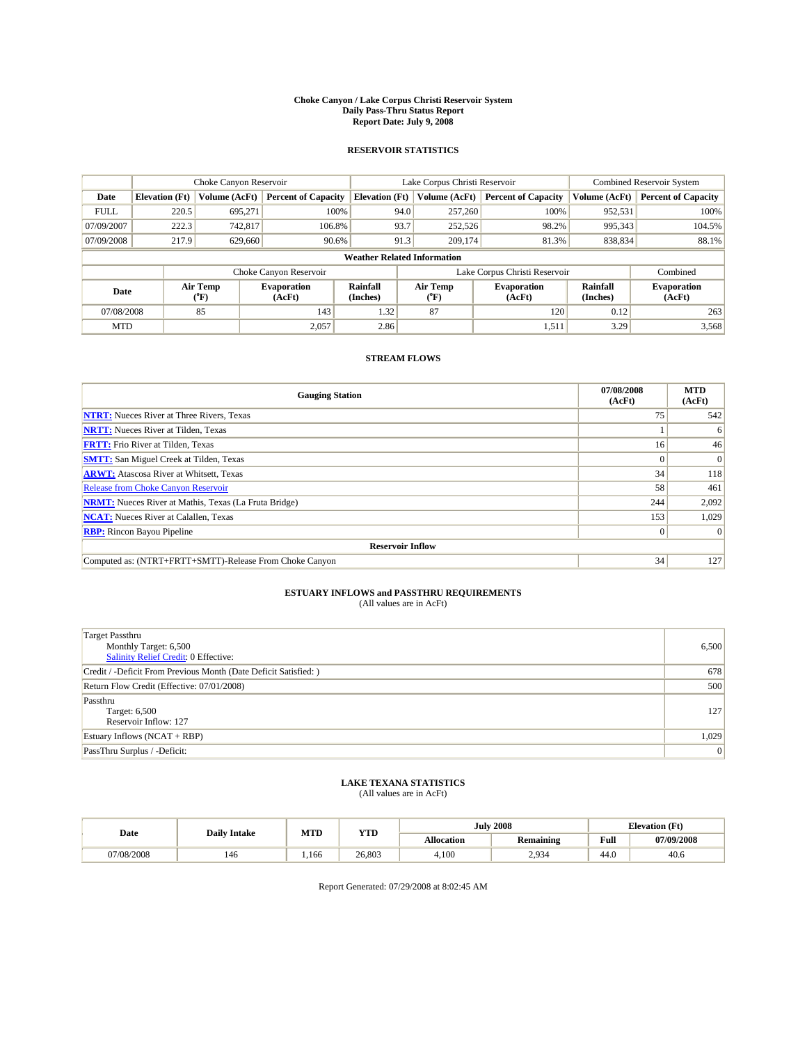# Choke Canyon / Lake Corpus Christi Reservoir System
## Daily Pass-Thru Status Report
## Report Date: July 9, 2008

### RESERVOIR STATISTICS

| | Choke Canyon Reservoir | | | Lake Corpus Christi Reservoir | | | Combined Reservoir System | |
|---|---|---|---|---|---|---|---|---|
| Date | Elevation (Ft) | Volume (AcFt) | Percent of Capacity | Elevation (Ft) | Volume (AcFt) | Percent of Capacity | Volume (AcFt) | Percent of Capacity |
| FULL | 220.5 | 695,271 | 100% | 94.0 | 257,260 | 100% | 952,531 | 100% |
| 07/09/2007 | 222.3 | 742,817 | 106.8% | 93.7 | 252,526 | 98.2% | 995,343 | 104.5% |
| 07/09/2008 | 217.9 | 629,660 | 90.6% | 91.3 | 209,174 | 81.3% | 838,834 | 88.1% |

**Weather Related Information**

| | Choke Canyon Reservoir | | | Lake Corpus Christi Reservoir | | | Combined |
|---|---|---|---|---|---|---|---|
| Date | Air Temp (°F) | Evaporation (AcFt) | Rainfall (Inches) | Air Temp (°F) | Evaporation (AcFt) | Rainfall (Inches) | Evaporation (AcFt) |
| 07/08/2008 | 85 | 143 | 1.32 | 87 | 120 | 0.12 | 263 |
| MTD | | 2,057 | 2.86 | | 1,511 | 3.29 | 3,568 |

### STREAM FLOWS

| Gauging Station | 07/08/2008 (AcFt) | MTD (AcFt) |
|---|---|---|
| NTRT: Nueces River at Three Rivers, Texas | 75 | 542 |
| NRTT: Nueces River at Tilden, Texas | 1 | 6 |
| FRTT: Frio River at Tilden, Texas | 16 | 46 |
| SMTT: San Miguel Creek at Tilden, Texas | 0 | 0 |
| ARWT: Atascosa River at Whitsett, Texas | 34 | 118 |
| Release from Choke Canyon Reservoir | 58 | 461 |
| NRMT: Nueces River at Mathis, Texas (La Fruta Bridge) | 244 | 2,092 |
| NCAT: Nueces River at Calallen, Texas | 153 | 1,029 |
| RBP: Rincon Bayou Pipeline | 0 | 0 |
| **Reservoir Inflow** | | |
| Computed as: (NTRT+FRTT+SMTT)-Release From Choke Canyon | 34 | 127 |

### ESTUARY INFLOWS and PASSTHRU REQUIREMENTS
(All values are in AcFt)

| | |
|---|---|
| Target Passthru<br>Monthly Target: 6,500<br>Salinity Relief Credit: 0 Effective: | 6,500 |
| Credit / -Deficit From Previous Month (Date Deficit Satisfied: ) | 678 |
| Return Flow Credit (Effective: 07/01/2008) | 500 |
| Passthru<br>Target: 6,500<br>Reservoir Inflow: 127 | 127 |
| Estuary Inflows (NCAT + RBP) | 1,029 |
| PassThru Surplus / -Deficit: | 0 |

### LAKE TEXANA STATISTICS
(All values are in AcFt)

| Date | Daily Intake | MTD | YTD | July 2008 | | Elevation (Ft) | |
|---|---|---|---|---|---|---|---|
| | | | | Allocation | Remaining | Full | 07/09/2008 |
| 07/08/2008 | 146 | 1,166 | 26,803 | 4,100 | 2,934 | 44.0 | 40.6 |

Report Generated: 07/29/2008 at 8:02:45 AM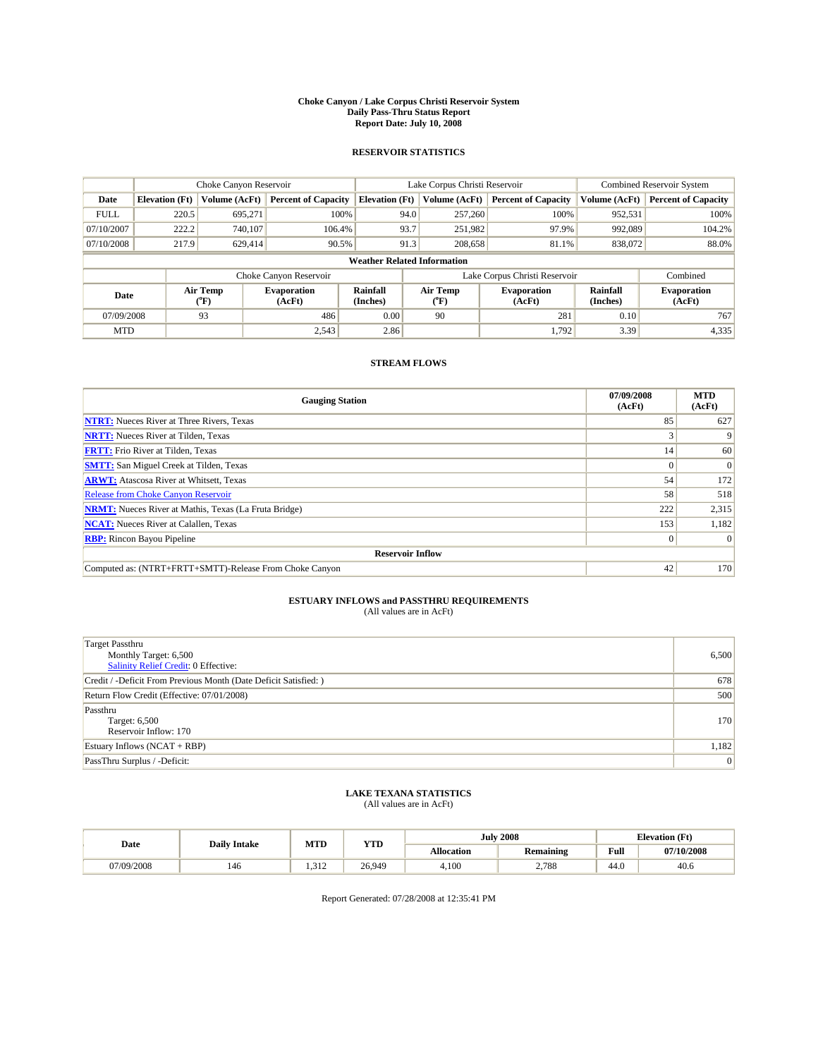# Choke Canyon / Lake Corpus Christi Reservoir System
## Daily Pass-Thru Status Report
### Report Date: July 10, 2008

## RESERVOIR STATISTICS

| | Choke Canyon Reservoir | | | Lake Corpus Christi Reservoir | | | Combined Reservoir System | |
|---|---|---|---|---|---|---|---|---|
| Date | Elevation (Ft) | Volume (AcFt) | Percent of Capacity | Elevation (Ft) | Volume (AcFt) | Percent of Capacity | Volume (AcFt) | Percent of Capacity |
| FULL | 220.5 | 695,271 | 100% | 94.0 | 257,260 | 100% | 952,531 | 100% |
| 07/10/2007 | 222.2 | 740,107 | 106.4% | 93.7 | 251,982 | 97.9% | 992,089 | 104.2% |
| 07/10/2008 | 217.9 | 629,414 | 90.5% | 91.3 | 208,658 | 81.1% | 838,072 | 88.0% |

**Weather Related Information**

| | Choke Canyon Reservoir | | | Lake Corpus Christi Reservoir | | | Combined |
|---|---|---|---|---|---|---|---|
| Date | Air Temp (°F) | Evaporation (AcFt) | Rainfall (Inches) | Air Temp (°F) | Evaporation (AcFt) | Rainfall (Inches) | Evaporation (AcFt) |
| 07/09/2008 | 93 | 486 | 0.00 | 90 | 281 | 0.10 | 767 |
| MTD | | 2,543 | 2.86 | | 1,792 | 3.39 | 4,335 |

## STREAM FLOWS

| Gauging Station | 07/09/2008 (AcFt) | MTD (AcFt) |
|---|---|---|
| NTRT: Nueces River at Three Rivers, Texas | 85 | 627 |
| NRTT: Nueces River at Tilden, Texas | 3 | 9 |
| FRTT: Frio River at Tilden, Texas | 14 | 60 |
| SMTT: San Miguel Creek at Tilden, Texas | 0 | 0 |
| ARWT: Atascosa River at Whitsett, Texas | 54 | 172 |
| Release from Choke Canyon Reservoir | 58 | 518 |
| NRMT: Nueces River at Mathis, Texas (La Fruta Bridge) | 222 | 2,315 |
| NCAT: Nueces River at Calallen, Texas | 153 | 1,182 |
| RBP: Rincon Bayou Pipeline | 0 | 0 |
| **Reservoir Inflow** | | |
| Computed as: (NTRT+FRTT+SMTT)-Release From Choke Canyon | 42 | 170 |

## ESTUARY INFLOWS and PASSTHRU REQUIREMENTS
(All values are in AcFt)

| | |
|---|---|
| Target Passthru<br>Monthly Target: 6,500<br>Salinity Relief Credit: 0 Effective: | 6,500 |
| Credit / -Deficit From Previous Month (Date Deficit Satisfied: ) | 678 |
| Return Flow Credit (Effective: 07/01/2008) | 500 |
| Passthru<br>Target: 6,500<br>Reservoir Inflow: 170 | 170 |
| Estuary Inflows (NCAT + RBP) | 1,182 |
| PassThru Surplus / -Deficit: | 0 |

## LAKE TEXANA STATISTICS
(All values are in AcFt)

| Date | Daily Intake | MTD | YTD | July 2008 | | Elevation (Ft) | |
|---|---|---|---|---|---|---|---|
| | | | | Allocation | Remaining | Full | 07/10/2008 |
| 07/09/2008 | 146 | 1,312 | 26,949 | 4,100 | 2,788 | 44.0 | 40.6 |

Report Generated: 07/28/2008 at 12:35:41 PM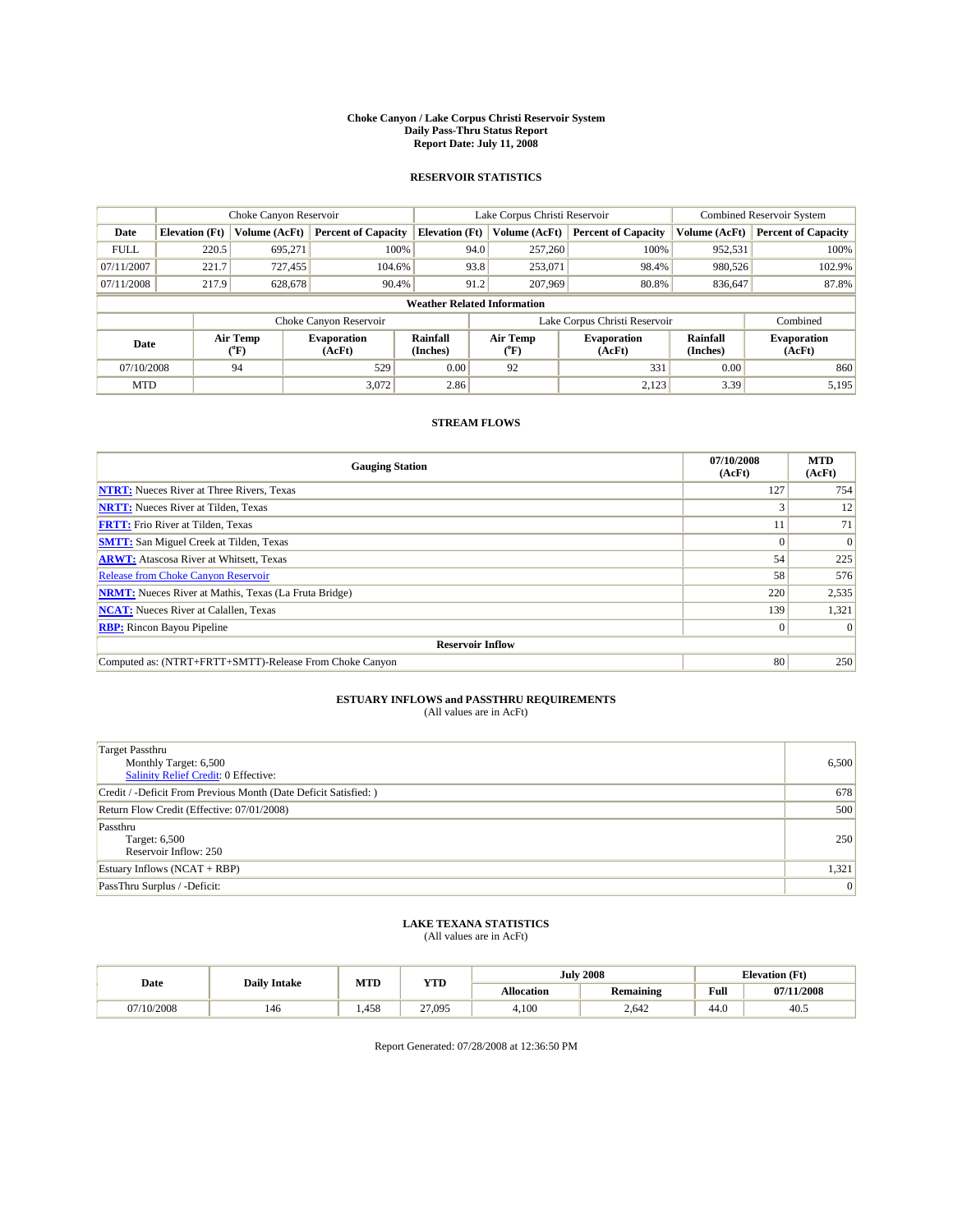# Choke Canyon / Lake Corpus Christi Reservoir System
## Daily Pass-Thru Status Report
### Report Date: July 11, 2008

## RESERVOIR STATISTICS

| | Choke Canyon Reservoir | | | Lake Corpus Christi Reservoir | | | Combined Reservoir System | |
|---|---|---|---|---|---|---|---|---|
| Date | Elevation (Ft) | Volume (AcFt) | Percent of Capacity | Elevation (Ft) | Volume (AcFt) | Percent of Capacity | Volume (AcFt) | Percent of Capacity |
| FULL | 220.5 | 695,271 | 100% | 94.0 | 257,260 | 100% | 952,531 | 100% |
| 07/11/2007 | 221.7 | 727,455 | 104.6% | 93.8 | 253,071 | 98.4% | 980,526 | 102.9% |
| 07/11/2008 | 217.9 | 628,678 | 90.4% | 91.2 | 207,969 | 80.8% | 836,647 | 87.8% |

**Weather Related Information**

| | Choke Canyon Reservoir | | | Lake Corpus Christi Reservoir | | | Combined |
|---|---|---|---|---|---|---|---|
| Date | Air Temp (°F) | Evaporation (AcFt) | Rainfall (Inches) | Air Temp (°F) | Evaporation (AcFt) | Rainfall (Inches) | Evaporation (AcFt) |
| 07/10/2008 | 94 | 529 | 0.00 | 92 | 331 | 0.00 | 860 |
| MTD | | 3,072 | 2.86 | | 2,123 | 3.39 | 5,195 |

## STREAM FLOWS

| Gauging Station | 07/10/2008 (AcFt) | MTD (AcFt) |
|---|---|---|
| NTRT: Nueces River at Three Rivers, Texas | 127 | 754 |
| NRTT: Nueces River at Tilden, Texas | 3 | 12 |
| FRTT: Frio River at Tilden, Texas | 11 | 71 |
| SMTT: San Miguel Creek at Tilden, Texas | 0 | 0 |
| ARWT: Atascosa River at Whitsett, Texas | 54 | 225 |
| Release from Choke Canyon Reservoir | 58 | 576 |
| NRMT: Nueces River at Mathis, Texas (La Fruta Bridge) | 220 | 2,535 |
| NCAT: Nueces River at Calallen, Texas | 139 | 1,321 |
| RBP: Rincon Bayou Pipeline | 0 | 0 |
| **Reservoir Inflow** | | |
| Computed as: (NTRT+FRTT+SMTT)-Release From Choke Canyon | 80 | 250 |

## ESTUARY INFLOWS and PASSTHRU REQUIREMENTS
(All values are in AcFt)

| | |
|---|---|
| Target Passthru<br>Monthly Target: 6,500<br>Salinity Relief Credit: 0 Effective: | 6,500 |
| Credit / -Deficit From Previous Month (Date Deficit Satisfied: ) | 678 |
| Return Flow Credit (Effective: 07/01/2008) | 500 |
| Passthru<br>Target: 6,500<br>Reservoir Inflow: 250 | 250 |
| Estuary Inflows (NCAT + RBP) | 1,321 |
| PassThru Surplus / -Deficit: | 0 |

## LAKE TEXANA STATISTICS
(All values are in AcFt)

| Date | Daily Intake | MTD | YTD | July 2008 | | Elevation (Ft) | |
|---|---|---|---|---|---|---|---|
| | | | | Allocation | Remaining | Full | 07/11/2008 |
| 07/10/2008 | 146 | 1,458 | 27,095 | 4,100 | 2,642 | 44.0 | 40.5 |

Report Generated: 07/28/2008 at 12:36:50 PM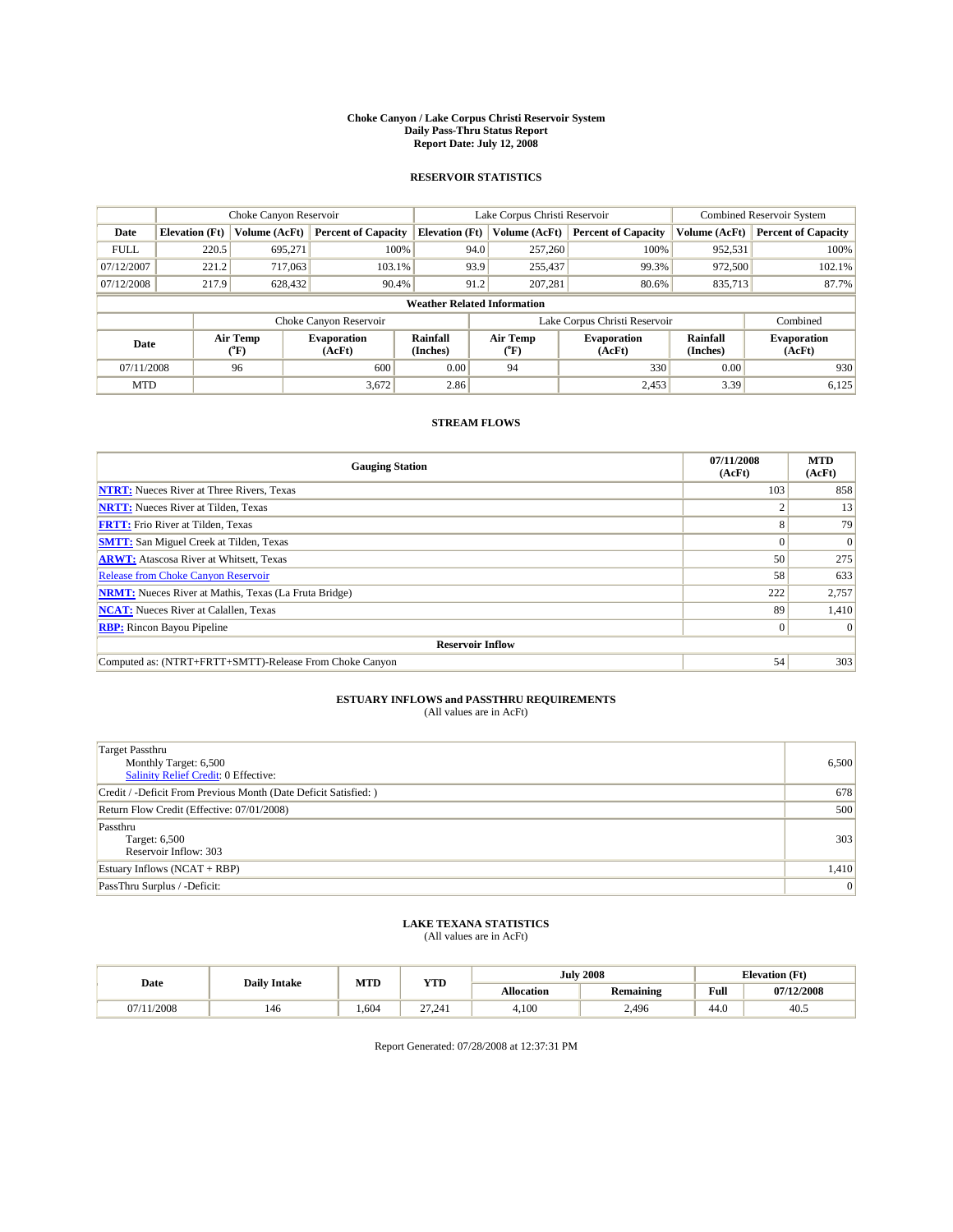# Choke Canyon / Lake Corpus Christi Reservoir System
## Daily Pass-Thru Status Report
## Report Date: July 12, 2008

### RESERVOIR STATISTICS

| | Choke Canyon Reservoir | | | Lake Corpus Christi Reservoir | | | Combined Reservoir System | |
|---|---|---|---|---|---|---|---|---|
| Date | Elevation (Ft) | Volume (AcFt) | Percent of Capacity | Elevation (Ft) | Volume (AcFt) | Percent of Capacity | Volume (AcFt) | Percent of Capacity |
| FULL | 220.5 | 695,271 | 100% | 94.0 | 257,260 | 100% | 952,531 | 100% |
| 07/12/2007 | 221.2 | 717,063 | 103.1% | 93.9 | 255,437 | 99.3% | 972,500 | 102.1% |
| 07/12/2008 | 217.9 | 628,432 | 90.4% | 91.2 | 207,281 | 80.6% | 835,713 | 87.7% |

**Weather Related Information**

| | Choke Canyon Reservoir | | | Lake Corpus Christi Reservoir | | | Combined |
|---|---|---|---|---|---|---|---|
| Date | Air Temp (°F) | Evaporation (AcFt) | Rainfall (Inches) | Air Temp (°F) | Evaporation (AcFt) | Rainfall (Inches) | Evaporation (AcFt) |
| 07/11/2008 | 96 | 600 | 0.00 | 94 | 330 | 0.00 | 930 |
| MTD | | 3,672 | 2.86 | | 2,453 | 3.39 | 6,125 |

### STREAM FLOWS

| Gauging Station | 07/11/2008 (AcFt) | MTD (AcFt) |
|---|---|---|
| NTRT: Nueces River at Three Rivers, Texas | 103 | 858 |
| NRTT: Nueces River at Tilden, Texas | 2 | 13 |
| FRTT: Frio River at Tilden, Texas | 8 | 79 |
| SMTT: San Miguel Creek at Tilden, Texas | 0 | 0 |
| ARWT: Atascosa River at Whitsett, Texas | 50 | 275 |
| Release from Choke Canyon Reservoir | 58 | 633 |
| NRMT: Nueces River at Mathis, Texas (La Fruta Bridge) | 222 | 2,757 |
| NCAT: Nueces River at Calallen, Texas | 89 | 1,410 |
| RBP: Rincon Bayou Pipeline | 0 | 0 |
| **Reservoir Inflow** | | |
| Computed as: (NTRT+FRTT+SMTT)-Release From Choke Canyon | 54 | 303 |

### ESTUARY INFLOWS and PASSTHRU REQUIREMENTS
(All values are in AcFt)

| | |
|---|---|
| Target Passthru<br>Monthly Target: 6,500<br>Salinity Relief Credit: 0 Effective: | 6,500 |
| Credit / -Deficit From Previous Month (Date Deficit Satisfied: ) | 678 |
| Return Flow Credit (Effective: 07/01/2008) | 500 |
| Passthru<br>Target: 6,500<br>Reservoir Inflow: 303 | 303 |
| Estuary Inflows (NCAT + RBP) | 1,410 |
| PassThru Surplus / -Deficit: | 0 |

### LAKE TEXANA STATISTICS
(All values are in AcFt)

| Date | Daily Intake | MTD | YTD | July 2008 | | Elevation (Ft) | |
|---|---|---|---|---|---|---|---|
| | | | | Allocation | Remaining | Full | 07/12/2008 |
| 07/11/2008 | 146 | 1,604 | 27,241 | 4,100 | 2,496 | 44.0 | 40.5 |

Report Generated: 07/28/2008 at 12:37:31 PM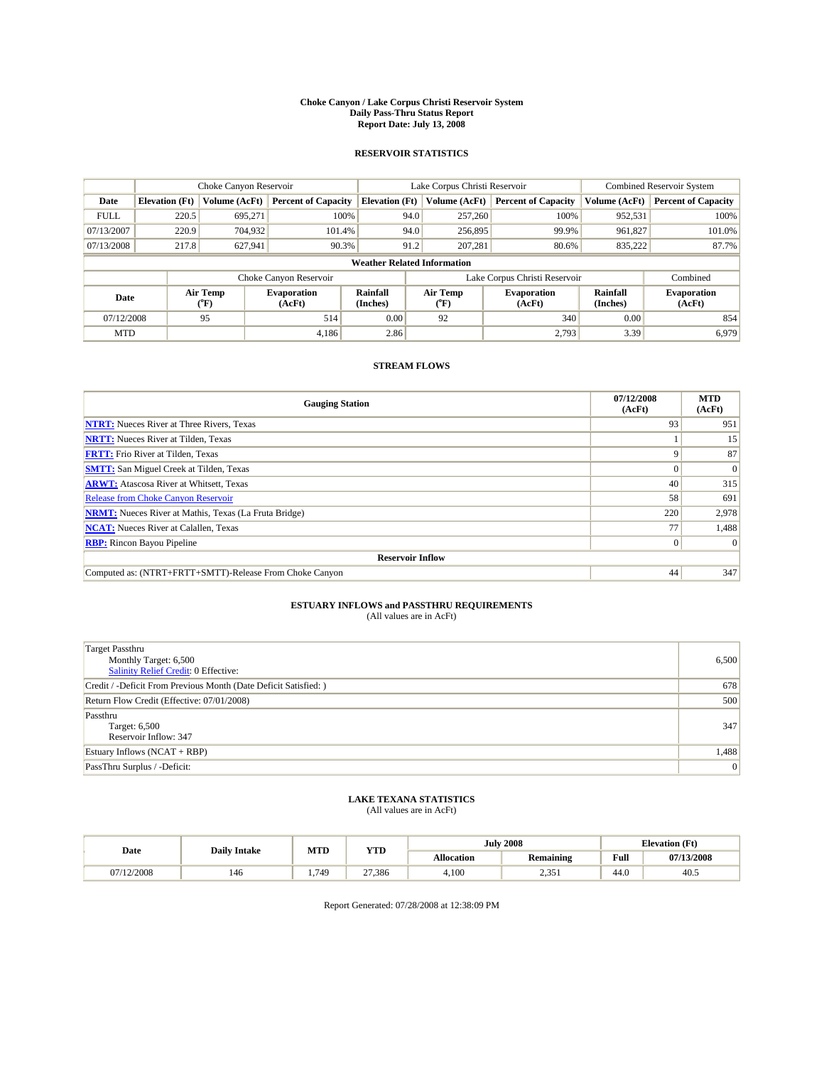# Choke Canyon / Lake Corpus Christi Reservoir System
## Daily Pass-Thru Status Report
## Report Date: July 13, 2008

### RESERVOIR STATISTICS

| | Choke Canyon Reservoir | | | Lake Corpus Christi Reservoir | | | Combined Reservoir System | |
|---|---|---|---|---|---|---|---|---|
| Date | Elevation (Ft) | Volume (AcFt) | Percent of Capacity | Elevation (Ft) | Volume (AcFt) | Percent of Capacity | Volume (AcFt) | Percent of Capacity |
| FULL | 220.5 | 695,271 | 100% | 94.0 | 257,260 | 100% | 952,531 | 100% |
| 07/13/2007 | 220.9 | 704,932 | 101.4% | 94.0 | 256,895 | 99.9% | 961,827 | 101.0% |
| 07/13/2008 | 217.8 | 627,941 | 90.3% | 91.2 | 207,281 | 80.6% | 835,222 | 87.7% |

**Weather Related Information**

| | Choke Canyon Reservoir | | | Lake Corpus Christi Reservoir | | | Combined |
|---|---|---|---|---|---|---|---|
| Date | Air Temp (°F) | Evaporation (AcFt) | Rainfall (Inches) | Air Temp (°F) | Evaporation (AcFt) | Rainfall (Inches) | Evaporation (AcFt) |
| 07/12/2008 | 95 | 514 | 0.00 | 92 | 340 | 0.00 | 854 |
| MTD | | 4,186 | 2.86 | | 2,793 | 3.39 | 6,979 |

### STREAM FLOWS

| Gauging Station | 07/12/2008 (AcFt) | MTD (AcFt) |
|---|---|---|
| NTRT: Nueces River at Three Rivers, Texas | 93 | 951 |
| NRTT: Nueces River at Tilden, Texas | 1 | 15 |
| FRTT: Frio River at Tilden, Texas | 9 | 87 |
| SMTT: San Miguel Creek at Tilden, Texas | 0 | 0 |
| ARWT: Atascosa River at Whitsett, Texas | 40 | 315 |
| Release from Choke Canyon Reservoir | 58 | 691 |
| NRMT: Nueces River at Mathis, Texas (La Fruta Bridge) | 220 | 2,978 |
| NCAT: Nueces River at Calallen, Texas | 77 | 1,488 |
| RBP: Rincon Bayou Pipeline | 0 | 0 |
| **Reservoir Inflow** | | |
| Computed as: (NTRT+FRTT+SMTT)-Release From Choke Canyon | 44 | 347 |

### ESTUARY INFLOWS and PASSTHRU REQUIREMENTS
(All values are in AcFt)

| | |
|---|---|
| Target Passthru<br>Monthly Target: 6,500<br>Salinity Relief Credit: 0 Effective: | 6,500 |
| Credit / -Deficit From Previous Month (Date Deficit Satisfied: ) | 678 |
| Return Flow Credit (Effective: 07/01/2008) | 500 |
| Passthru<br>Target: 6,500<br>Reservoir Inflow: 347 | 347 |
| Estuary Inflows (NCAT + RBP) | 1,488 |
| PassThru Surplus / -Deficit: | 0 |

### LAKE TEXANA STATISTICS
(All values are in AcFt)

| Date | Daily Intake | MTD | YTD | July 2008 | | Elevation (Ft) | |
|---|---|---|---|---|---|---|---|
| | | | | Allocation | Remaining | Full | 07/13/2008 |
| 07/12/2008 | 146 | 1,749 | 27,386 | 4,100 | 2,351 | 44.0 | 40.5 |

Report Generated: 07/28/2008 at 12:38:09 PM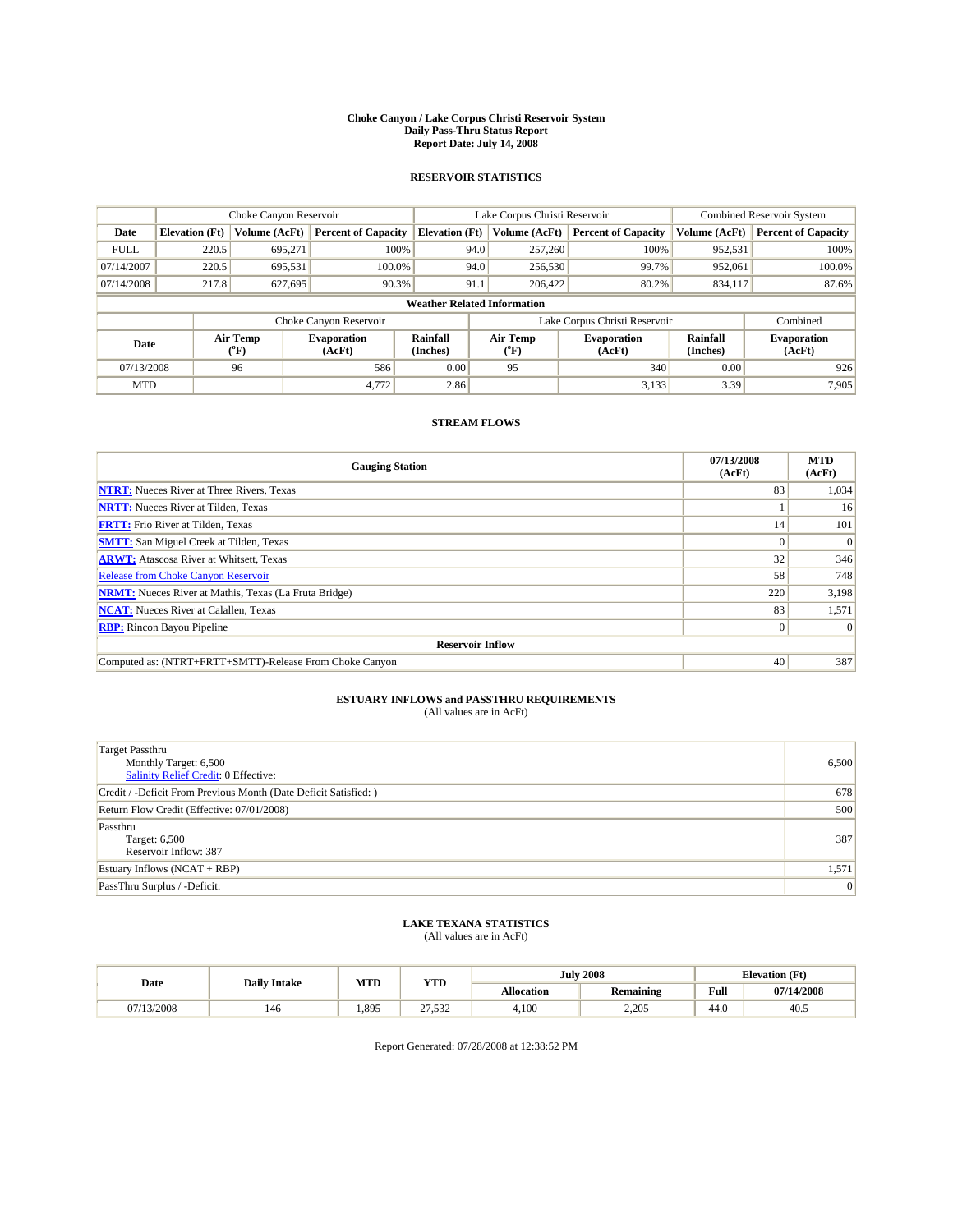# Choke Canyon / Lake Corpus Christi Reservoir System
## Daily Pass-Thru Status Report
### Report Date: July 14, 2008

## RESERVOIR STATISTICS

| | Choke Canyon Reservoir | | | Lake Corpus Christi Reservoir | | | Combined Reservoir System | |
|---|---|---|---|---|---|---|---|---|
| Date | Elevation (Ft) | Volume (AcFt) | Percent of Capacity | Elevation (Ft) | Volume (AcFt) | Percent of Capacity | Volume (AcFt) | Percent of Capacity |
| FULL | 220.5 | 695,271 | 100% | 94.0 | 257,260 | 100% | 952,531 | 100% |
| 07/14/2007 | 220.5 | 695,531 | 100.0% | 94.0 | 256,530 | 99.7% | 952,061 | 100.0% |
| 07/14/2008 | 217.8 | 627,695 | 90.3% | 91.1 | 206,422 | 80.2% | 834,117 | 87.6% |

**Weather Related Information**

| | Choke Canyon Reservoir | | | Lake Corpus Christi Reservoir | | | Combined |
|---|---|---|---|---|---|---|---|
| Date | Air Temp (°F) | Evaporation (AcFt) | Rainfall (Inches) | Air Temp (°F) | Evaporation (AcFt) | Rainfall (Inches) | Evaporation (AcFt) |
| 07/13/2008 | 96 | 586 | 0.00 | 95 | 340 | 0.00 | 926 |
| MTD | | 4,772 | 2.86 | | 3,133 | 3.39 | 7,905 |

## STREAM FLOWS

| Gauging Station | 07/13/2008 (AcFt) | MTD (AcFt) |
|---|---|---|
| NTRT: Nueces River at Three Rivers, Texas | 83 | 1,034 |
| NRTT: Nueces River at Tilden, Texas | 1 | 16 |
| FRTT: Frio River at Tilden, Texas | 14 | 101 |
| SMTT: San Miguel Creek at Tilden, Texas | 0 | 0 |
| ARWT: Atascosa River at Whitsett, Texas | 32 | 346 |
| Release from Choke Canyon Reservoir | 58 | 748 |
| NRMT: Nueces River at Mathis, Texas (La Fruta Bridge) | 220 | 3,198 |
| NCAT: Nueces River at Calallen, Texas | 83 | 1,571 |
| RBP: Rincon Bayou Pipeline | 0 | 0 |
| **Reservoir Inflow** | | |
| Computed as: (NTRT+FRTT+SMTT)-Release From Choke Canyon | 40 | 387 |

## ESTUARY INFLOWS and PASSTHRU REQUIREMENTS
(All values are in AcFt)

| | |
|---|---|
| Target Passthru<br>Monthly Target: 6,500<br>Salinity Relief Credit: 0 Effective: | 6,500 |
| Credit / -Deficit From Previous Month (Date Deficit Satisfied: ) | 678 |
| Return Flow Credit (Effective: 07/01/2008) | 500 |
| Passthru<br>Target: 6,500<br>Reservoir Inflow: 387 | 387 |
| Estuary Inflows (NCAT + RBP) | 1,571 |
| PassThru Surplus / -Deficit: | 0 |

## LAKE TEXANA STATISTICS
(All values are in AcFt)

| Date | Daily Intake | MTD | YTD | July 2008 | | Elevation (Ft) | |
|---|---|---|---|---|---|---|---|
| | | | | Allocation | Remaining | Full | 07/14/2008 |
| 07/13/2008 | 146 | 1,895 | 27,532 | 4,100 | 2,205 | 44.0 | 40.5 |

Report Generated: 07/28/2008 at 12:38:52 PM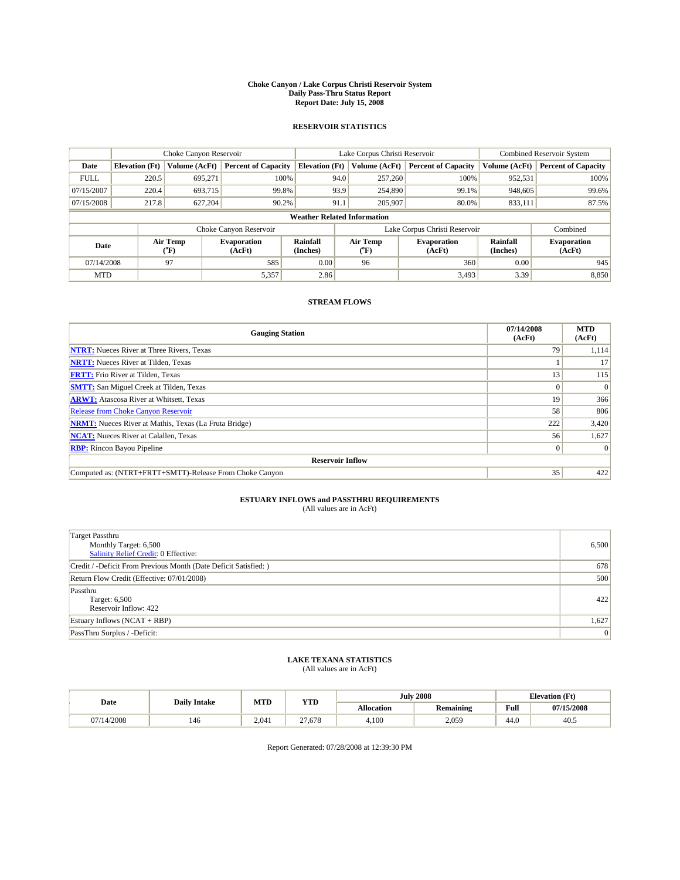# Choke Canyon / Lake Corpus Christi Reservoir System
## Daily Pass-Thru Status Report
### Report Date: July 15, 2008

## RESERVOIR STATISTICS

| | Choke Canyon Reservoir | | | Lake Corpus Christi Reservoir | | | Combined Reservoir System | |
|---|---|---|---|---|---|---|---|---|
| Date | Elevation (Ft) | Volume (AcFt) | Percent of Capacity | Elevation (Ft) | Volume (AcFt) | Percent of Capacity | Volume (AcFt) | Percent of Capacity |
| FULL | 220.5 | 695,271 | 100% | 94.0 | 257,260 | 100% | 952,531 | 100% |
| 07/15/2007 | 220.4 | 693,715 | 99.8% | 93.9 | 254,890 | 99.1% | 948,605 | 99.6% |
| 07/15/2008 | 217.8 | 627,204 | 90.2% | 91.1 | 205,907 | 80.0% | 833,111 | 87.5% |

**Weather Related Information**

| | Choke Canyon Reservoir | | | Lake Corpus Christi Reservoir | | | Combined |
|---|---|---|---|---|---|---|---|
| Date | Air Temp (°F) | Evaporation (AcFt) | Rainfall (Inches) | Air Temp (°F) | Evaporation (AcFt) | Rainfall (Inches) | Evaporation (AcFt) |
| 07/14/2008 | 97 | 585 | 0.00 | 96 | 360 | 0.00 | 945 |
| MTD | | 5,357 | 2.86 | | 3,493 | 3.39 | 8,850 |

## STREAM FLOWS

| Gauging Station | 07/14/2008 (AcFt) | MTD (AcFt) |
|---|---|---|
| NTRT: Nueces River at Three Rivers, Texas | 79 | 1,114 |
| NRTT: Nueces River at Tilden, Texas | 1 | 17 |
| FRTT: Frio River at Tilden, Texas | 13 | 115 |
| SMTT: San Miguel Creek at Tilden, Texas | 0 | 0 |
| ARWT: Atascosa River at Whitsett, Texas | 19 | 366 |
| Release from Choke Canyon Reservoir | 58 | 806 |
| NRMT: Nueces River at Mathis, Texas (La Fruta Bridge) | 222 | 3,420 |
| NCAT: Nueces River at Calallen, Texas | 56 | 1,627 |
| RBP: Rincon Bayou Pipeline | 0 | 0 |
| **Reservoir Inflow** | | |
| Computed as: (NTRT+FRTT+SMTT)-Release From Choke Canyon | 35 | 422 |

## ESTUARY INFLOWS and PASSTHRU REQUIREMENTS
(All values are in AcFt)

| | |
|---|---|
| Target Passthru<br>Monthly Target: 6,500<br>Salinity Relief Credit: 0 Effective: | 6,500 |
| Credit / -Deficit From Previous Month (Date Deficit Satisfied: ) | 678 |
| Return Flow Credit (Effective: 07/01/2008) | 500 |
| Passthru<br>Target: 6,500<br>Reservoir Inflow: 422 | 422 |
| Estuary Inflows (NCAT + RBP) | 1,627 |
| PassThru Surplus / -Deficit: | 0 |

## LAKE TEXANA STATISTICS
(All values are in AcFt)

| Date | Daily Intake | MTD | YTD | July 2008 | | Elevation (Ft) | |
|---|---|---|---|---|---|---|---|
| | | | | Allocation | Remaining | Full | 07/15/2008 |
| 07/14/2008 | 146 | 2,041 | 27,678 | 4,100 | 2,059 | 44.0 | 40.5 |

Report Generated: 07/28/2008 at 12:39:30 PM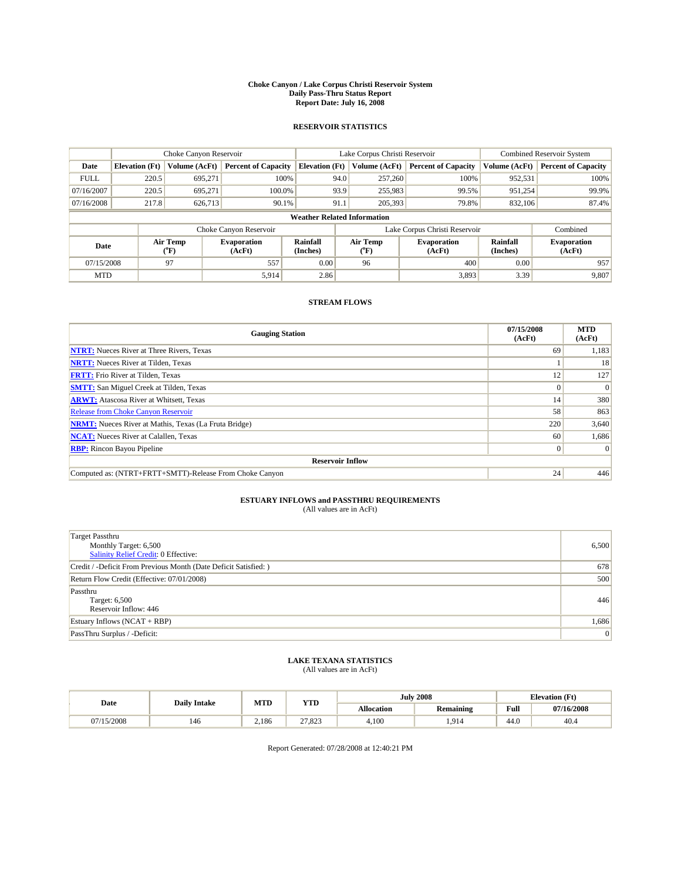# Choke Canyon / Lake Corpus Christi Reservoir System
## Daily Pass-Thru Status Report
## Report Date: July 16, 2008

### RESERVOIR STATISTICS

| | Choke Canyon Reservoir | | | Lake Corpus Christi Reservoir | | | Combined Reservoir System | |
|---|---|---|---|---|---|---|---|---|
| Date | Elevation (Ft) | Volume (AcFt) | Percent of Capacity | Elevation (Ft) | Volume (AcFt) | Percent of Capacity | Volume (AcFt) | Percent of Capacity |
| FULL | 220.5 | 695,271 | 100% | 94.0 | 257,260 | 100% | 952,531 | 100% |
| 07/16/2007 | 220.5 | 695,271 | 100.0% | 93.9 | 255,983 | 99.5% | 951,254 | 99.9% |
| 07/16/2008 | 217.8 | 626,713 | 90.1% | 91.1 | 205,393 | 79.8% | 832,106 | 87.4% |

**Weather Related Information**

| | Choke Canyon Reservoir | | | Lake Corpus Christi Reservoir | | | Combined |
|---|---|---|---|---|---|---|---|
| Date | Air Temp (°F) | Evaporation (AcFt) | Rainfall (Inches) | Air Temp (°F) | Evaporation (AcFt) | Rainfall (Inches) | Evaporation (AcFt) |
| 07/15/2008 | 97 | 557 | 0.00 | 96 | 400 | 0.00 | 957 |
| MTD | | 5,914 | 2.86 | | 3,893 | 3.39 | 9,807 |

### STREAM FLOWS

| Gauging Station | 07/15/2008 (AcFt) | MTD (AcFt) |
|---|---|---|
| NTRT: Nueces River at Three Rivers, Texas | 69 | 1,183 |
| NRTT: Nueces River at Tilden, Texas | 1 | 18 |
| FRTT: Frio River at Tilden, Texas | 12 | 127 |
| SMTT: San Miguel Creek at Tilden, Texas | 0 | 0 |
| ARWT: Atascosa River at Whitsett, Texas | 14 | 380 |
| Release from Choke Canyon Reservoir | 58 | 863 |
| NRMT: Nueces River at Mathis, Texas (La Fruta Bridge) | 220 | 3,640 |
| NCAT: Nueces River at Calallen, Texas | 60 | 1,686 |
| RBP: Rincon Bayou Pipeline | 0 | 0 |
| **Reservoir Inflow** | | |
| Computed as: (NTRT+FRTT+SMTT)-Release From Choke Canyon | 24 | 446 |

### ESTUARY INFLOWS and PASSTHRU REQUIREMENTS
(All values are in AcFt)

| | |
|---|---|
| Target Passthru<br>Monthly Target: 6,500<br>Salinity Relief Credit: 0 Effective: | 6,500 |
| Credit / -Deficit From Previous Month (Date Deficit Satisfied: ) | 678 |
| Return Flow Credit (Effective: 07/01/2008) | 500 |
| Passthru<br>Target: 6,500<br>Reservoir Inflow: 446 | 446 |
| Estuary Inflows (NCAT + RBP) | 1,686 |
| PassThru Surplus / -Deficit: | 0 |

### LAKE TEXANA STATISTICS
(All values are in AcFt)

| Date | Daily Intake | MTD | YTD | July 2008 | | Elevation (Ft) | |
|---|---|---|---|---|---|---|---|
| | | | | Allocation | Remaining | Full | 07/16/2008 |
| 07/15/2008 | 146 | 2,186 | 27,823 | 4,100 | 1,914 | 44.0 | 40.4 |

Report Generated: 07/28/2008 at 12:40:21 PM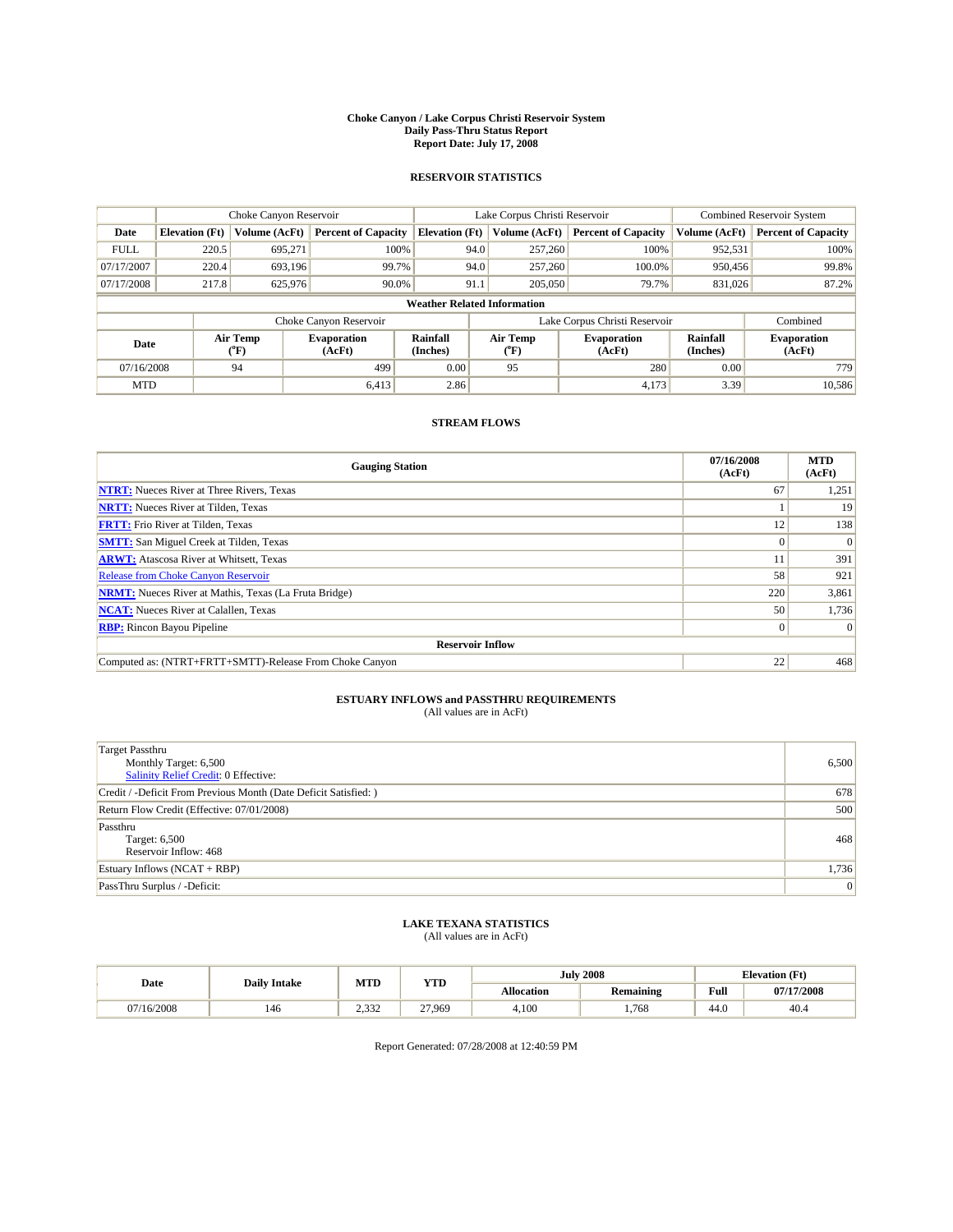# Choke Canyon / Lake Corpus Christi Reservoir System
## Daily Pass-Thru Status Report
### Report Date: July 17, 2008

## RESERVOIR STATISTICS

| | Choke Canyon Reservoir | | | Lake Corpus Christi Reservoir | | | Combined Reservoir System | |
|---|---|---|---|---|---|---|---|---|
| Date | Elevation (Ft) | Volume (AcFt) | Percent of Capacity | Elevation (Ft) | Volume (AcFt) | Percent of Capacity | Volume (AcFt) | Percent of Capacity |
| FULL | 220.5 | 695,271 | 100% | 94.0 | 257,260 | 100% | 952,531 | 100% |
| 07/17/2007 | 220.4 | 693,196 | 99.7% | 94.0 | 257,260 | 100.0% | 950,456 | 99.8% |
| 07/17/2008 | 217.8 | 625,976 | 90.0% | 91.1 | 205,050 | 79.7% | 831,026 | 87.2% |

**Weather Related Information**

| | Choke Canyon Reservoir | | | Lake Corpus Christi Reservoir | | | Combined |
|---|---|---|---|---|---|---|---|
| Date | Air Temp (°F) | Evaporation (AcFt) | Rainfall (Inches) | Air Temp (°F) | Evaporation (AcFt) | Rainfall (Inches) | Evaporation (AcFt) |
| 07/16/2008 | 94 | 499 | 0.00 | 95 | 280 | 0.00 | 779 |
| MTD | | 6,413 | 2.86 | | 4,173 | 3.39 | 10,586 |

## STREAM FLOWS

| Gauging Station | 07/16/2008 (AcFt) | MTD (AcFt) |
|---|---|---|
| NTRT: Nueces River at Three Rivers, Texas | 67 | 1,251 |
| NRTT: Nueces River at Tilden, Texas | 1 | 19 |
| FRTT: Frio River at Tilden, Texas | 12 | 138 |
| SMTT: San Miguel Creek at Tilden, Texas | 0 | 0 |
| ARWT: Atascosa River at Whitsett, Texas | 11 | 391 |
| Release from Choke Canyon Reservoir | 58 | 921 |
| NRMT: Nueces River at Mathis, Texas (La Fruta Bridge) | 220 | 3,861 |
| NCAT: Nueces River at Calallen, Texas | 50 | 1,736 |
| RBP: Rincon Bayou Pipeline | 0 | 0 |
| **Reservoir Inflow** | | |
| Computed as: (NTRT+FRTT+SMTT)-Release From Choke Canyon | 22 | 468 |

## ESTUARY INFLOWS and PASSTHRU REQUIREMENTS
(All values are in AcFt)

| | |
|---|---|
| Target Passthru<br>Monthly Target: 6,500<br>Salinity Relief Credit: 0 Effective: | 6,500 |
| Credit / -Deficit From Previous Month (Date Deficit Satisfied: ) | 678 |
| Return Flow Credit (Effective: 07/01/2008) | 500 |
| Passthru<br>Target: 6,500<br>Reservoir Inflow: 468 | 468 |
| Estuary Inflows (NCAT + RBP) | 1,736 |
| PassThru Surplus / -Deficit: | 0 |

## LAKE TEXANA STATISTICS
(All values are in AcFt)

| Date | Daily Intake | MTD | YTD | July 2008 | | Elevation (Ft) | |
|---|---|---|---|---|---|---|---|
| | | | | Allocation | Remaining | Full | 07/17/2008 |
| 07/16/2008 | 146 | 2,332 | 27,969 | 4,100 | 1,768 | 44.0 | 40.4 |

Report Generated: 07/28/2008 at 12:40:59 PM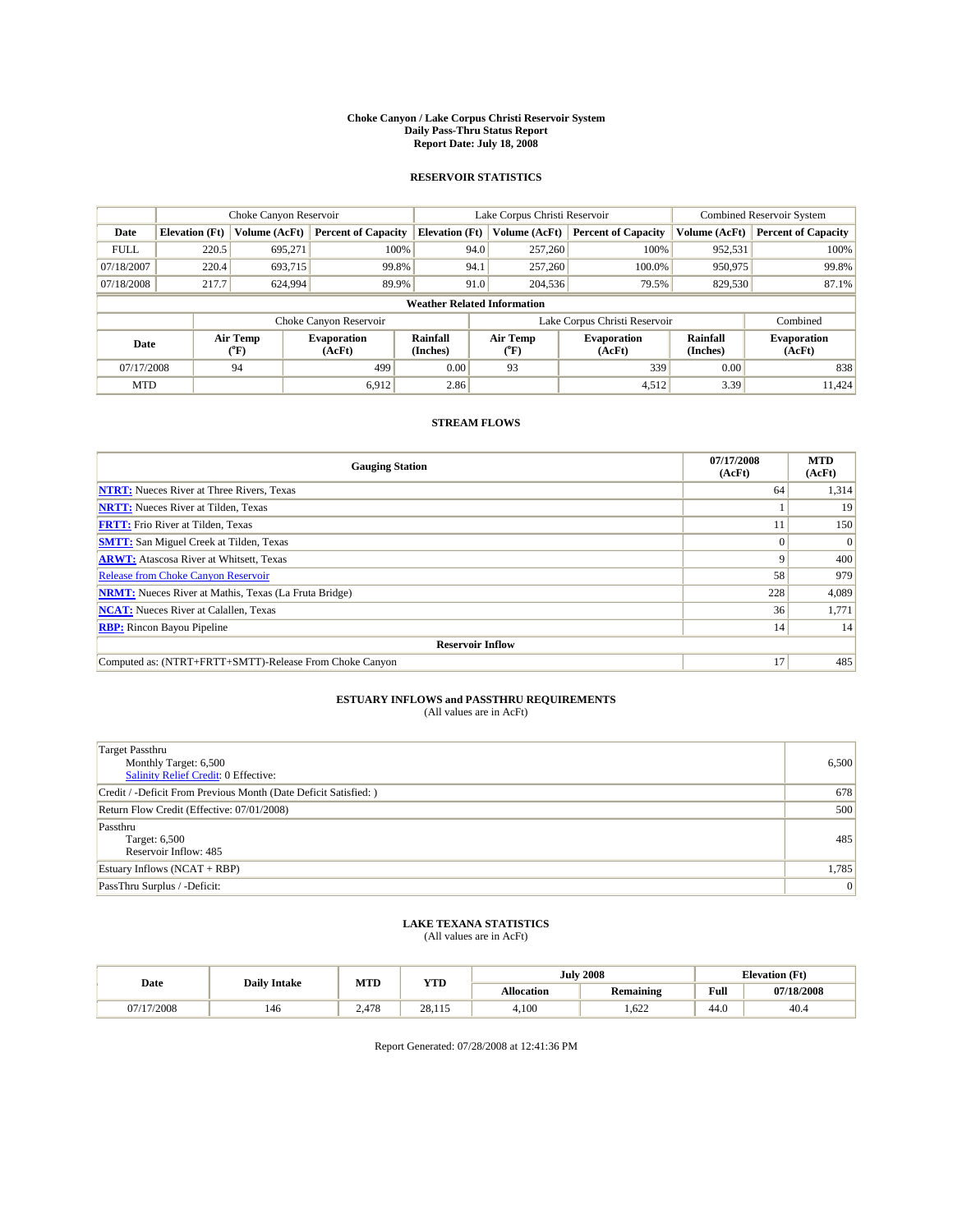# Choke Canyon / Lake Corpus Christi Reservoir System
## Daily Pass-Thru Status Report
## Report Date: July 18, 2008

### RESERVOIR STATISTICS

| | Choke Canyon Reservoir | | | Lake Corpus Christi Reservoir | | | Combined Reservoir System | |
|---|---|---|---|---|---|---|---|---|
| Date | Elevation (Ft) | Volume (AcFt) | Percent of Capacity | Elevation (Ft) | Volume (AcFt) | Percent of Capacity | Volume (AcFt) | Percent of Capacity |
| FULL | 220.5 | 695,271 | 100% | 94.0 | 257,260 | 100% | 952,531 | 100% |
| 07/18/2007 | 220.4 | 693,715 | 99.8% | 94.1 | 257,260 | 100.0% | 950,975 | 99.8% |
| 07/18/2008 | 217.7 | 624,994 | 89.9% | 91.0 | 204,536 | 79.5% | 829,530 | 87.1% |

**Weather Related Information**

| | Choke Canyon Reservoir | | | Lake Corpus Christi Reservoir | | | Combined |
|---|---|---|---|---|---|---|---|
| Date | Air Temp (°F) | Evaporation (AcFt) | Rainfall (Inches) | Air Temp (°F) | Evaporation (AcFt) | Rainfall (Inches) | Evaporation (AcFt) |
| 07/17/2008 | 94 | 499 | 0.00 | 93 | 339 | 0.00 | 838 |
| MTD | | 6,912 | 2.86 | | 4,512 | 3.39 | 11,424 |

### STREAM FLOWS

| Gauging Station | 07/17/2008 (AcFt) | MTD (AcFt) |
|---|---|---|
| NTRT: Nueces River at Three Rivers, Texas | 64 | 1,314 |
| NRTT: Nueces River at Tilden, Texas | 1 | 19 |
| FRTT: Frio River at Tilden, Texas | 11 | 150 |
| SMTT: San Miguel Creek at Tilden, Texas | 0 | 0 |
| ARWT: Atascosa River at Whitsett, Texas | 9 | 400 |
| Release from Choke Canyon Reservoir | 58 | 979 |
| NRMT: Nueces River at Mathis, Texas (La Fruta Bridge) | 228 | 4,089 |
| NCAT: Nueces River at Calallen, Texas | 36 | 1,771 |
| RBP: Rincon Bayou Pipeline | 14 | 14 |
| **Reservoir Inflow** | | |
| Computed as: (NTRT+FRTT+SMTT)-Release From Choke Canyon | 17 | 485 |

### ESTUARY INFLOWS and PASSTHRU REQUIREMENTS
(All values are in AcFt)

| Item | Value |
|---|---|
| Target Passthru<br>Monthly Target: 6,500<br>Salinity Relief Credit: 0 Effective: | 6,500 |
| Credit / -Deficit From Previous Month (Date Deficit Satisfied: ) | 678 |
| Return Flow Credit (Effective: 07/01/2008) | 500 |
| Passthru<br>Target: 6,500<br>Reservoir Inflow: 485 | 485 |
| Estuary Inflows (NCAT + RBP) | 1,785 |
| PassThru Surplus / -Deficit: | 0 |

### LAKE TEXANA STATISTICS
(All values are in AcFt)

| Date | Daily Intake | MTD | YTD | July 2008 | | Elevation (Ft) | |
|---|---|---|---|---|---|---|---|
| | | | | Allocation | Remaining | Full | 07/18/2008 |
| 07/17/2008 | 146 | 2,478 | 28,115 | 4,100 | 1,622 | 44.0 | 40.4 |

Report Generated: 07/28/2008 at 12:41:36 PM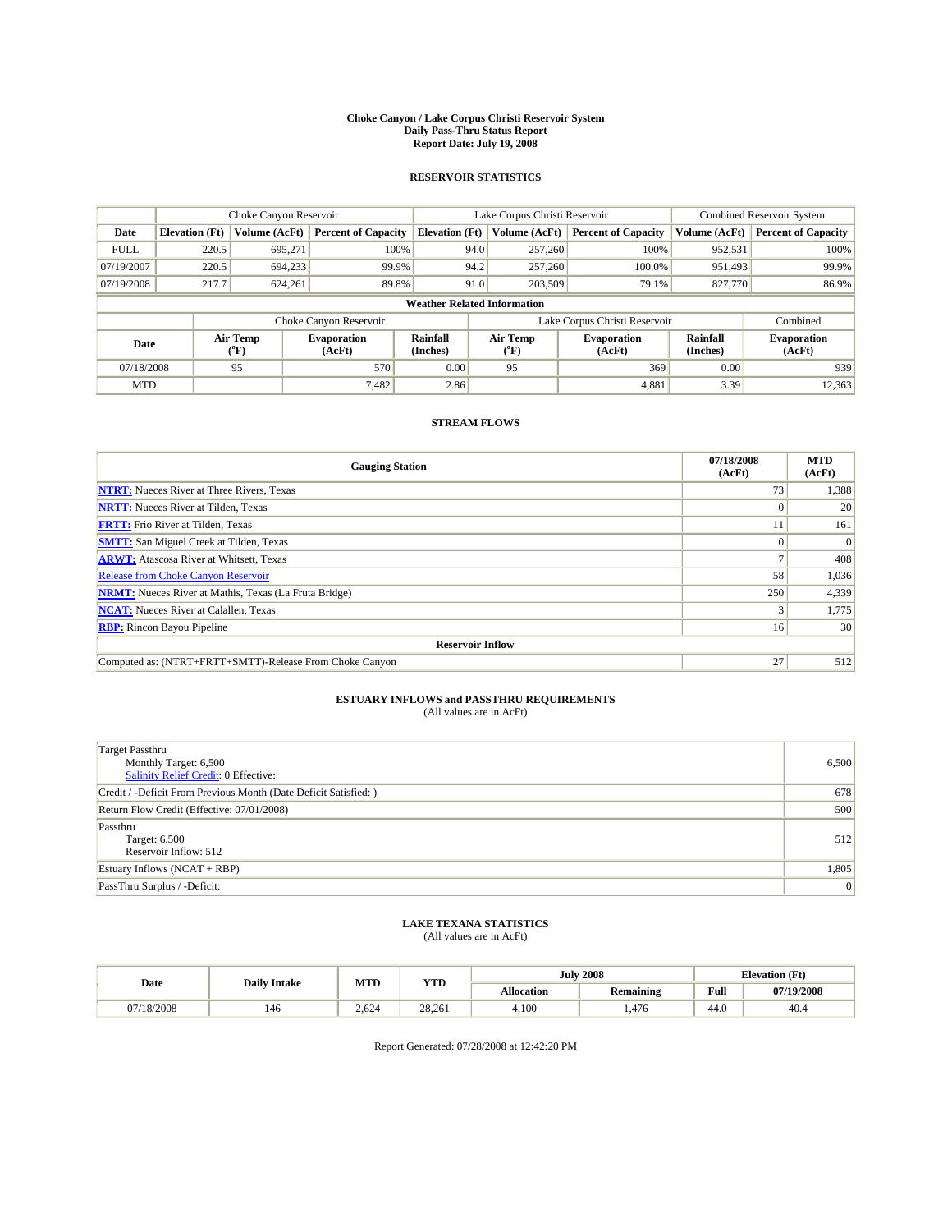# Choke Canyon / Lake Corpus Christi Reservoir System
## Daily Pass-Thru Status Report
## Report Date: July 19, 2008

### RESERVOIR STATISTICS

| | Choke Canyon Reservoir | | | Lake Corpus Christi Reservoir | | | Combined Reservoir System | |
|---|---|---|---|---|---|---|---|---|
| Date | Elevation (Ft) | Volume (AcFt) | Percent of Capacity | Elevation (Ft) | Volume (AcFt) | Percent of Capacity | Volume (AcFt) | Percent of Capacity |
| FULL | 220.5 | 695,271 | 100% | 94.0 | 257,260 | 100% | 952,531 | 100% |
| 07/19/2007 | 220.5 | 694,233 | 99.9% | 94.2 | 257,260 | 100.0% | 951,493 | 99.9% |
| 07/19/2008 | 217.7 | 624,261 | 89.8% | 91.0 | 203,509 | 79.1% | 827,770 | 86.9% |

**Weather Related Information**

| | Choke Canyon Reservoir | | | Lake Corpus Christi Reservoir | | | Combined |
|---|---|---|---|---|---|---|---|
| Date | Air Temp (°F) | Evaporation (AcFt) | Rainfall (Inches) | Air Temp (°F) | Evaporation (AcFt) | Rainfall (Inches) | Evaporation (AcFt) |
| 07/18/2008 | 95 | 570 | 0.00 | 95 | 369 | 0.00 | 939 |
| MTD | | 7,482 | 2.86 | | 4,881 | 3.39 | 12,363 |

### STREAM FLOWS

| Gauging Station | 07/18/2008 (AcFt) | MTD (AcFt) |
|---|---|---|
| NTRT: Nueces River at Three Rivers, Texas | 73 | 1,388 |
| NRTT: Nueces River at Tilden, Texas | 0 | 20 |
| FRTT: Frio River at Tilden, Texas | 11 | 161 |
| SMTT: San Miguel Creek at Tilden, Texas | 0 | 0 |
| ARWT: Atascosa River at Whitsett, Texas | 7 | 408 |
| Release from Choke Canyon Reservoir | 58 | 1,036 |
| NRMT: Nueces River at Mathis, Texas (La Fruta Bridge) | 250 | 4,339 |
| NCAT: Nueces River at Calallen, Texas | 3 | 1,775 |
| RBP: Rincon Bayou Pipeline | 16 | 30 |
| **Reservoir Inflow** | | |
| Computed as: (NTRT+FRTT+SMTT)-Release From Choke Canyon | 27 | 512 |

### ESTUARY INFLOWS and PASSTHRU REQUIREMENTS
(All values are in AcFt)

| | |
|---|---|
| Target Passthru<br>Monthly Target: 6,500<br>Salinity Relief Credit: 0 Effective: | 6,500 |
| Credit / -Deficit From Previous Month (Date Deficit Satisfied: ) | 678 |
| Return Flow Credit (Effective: 07/01/2008) | 500 |
| Passthru<br>Target: 6,500<br>Reservoir Inflow: 512 | 512 |
| Estuary Inflows (NCAT + RBP) | 1,805 |
| PassThru Surplus / -Deficit: | 0 |

### LAKE TEXANA STATISTICS
(All values are in AcFt)

| Date | Daily Intake | MTD | YTD | July 2008 | | Elevation (Ft) | |
|---|---|---|---|---|---|---|---|
| | | | | Allocation | Remaining | Full | 07/19/2008 |
| 07/18/2008 | 146 | 2,624 | 28,261 | 4,100 | 1,476 | 44.0 | 40.4 |

Report Generated: 07/28/2008 at 12:42:20 PM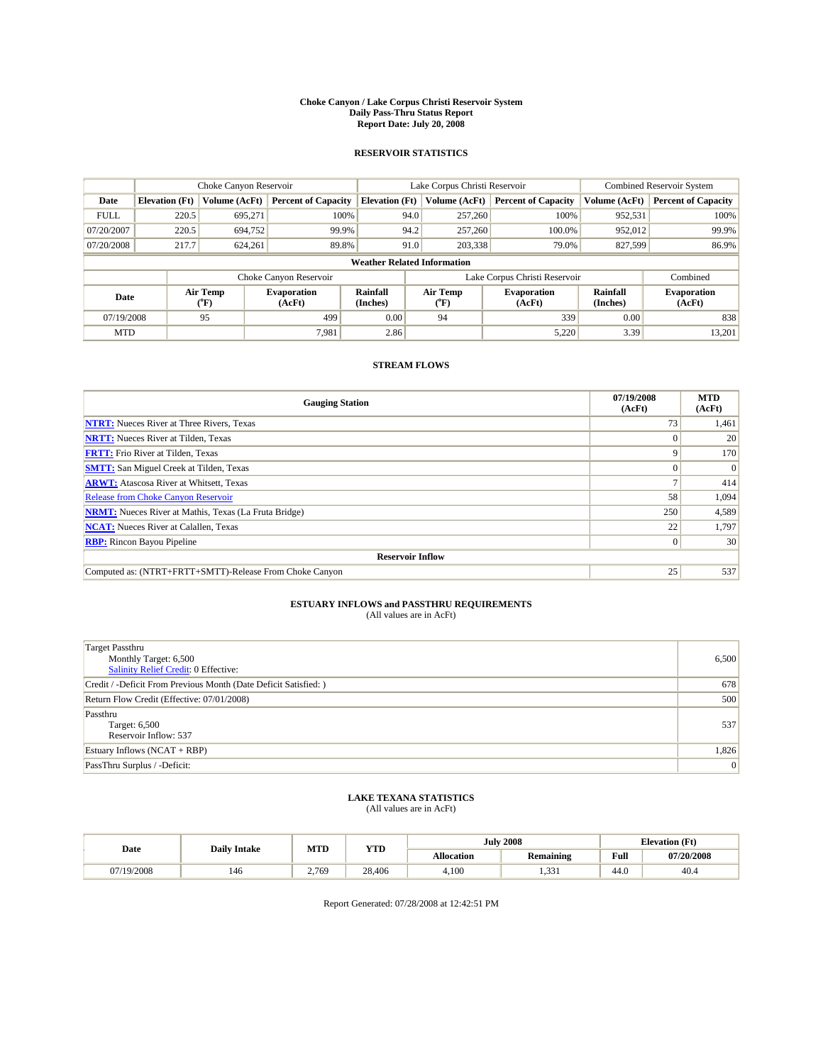# Choke Canyon / Lake Corpus Christi Reservoir System
## Daily Pass-Thru Status Report
## Report Date: July 20, 2008

### RESERVOIR STATISTICS

| | Choke Canyon Reservoir | | | Lake Corpus Christi Reservoir | | | Combined Reservoir System | |
|---|---|---|---|---|---|---|---|---|
| Date | Elevation (Ft) | Volume (AcFt) | Percent of Capacity | Elevation (Ft) | Volume (AcFt) | Percent of Capacity | Volume (AcFt) | Percent of Capacity |
| FULL | 220.5 | 695,271 | 100% | 94.0 | 257,260 | 100% | 952,531 | 100% |
| 07/20/2007 | 220.5 | 694,752 | 99.9% | 94.2 | 257,260 | 100.0% | 952,012 | 99.9% |
| 07/20/2008 | 217.7 | 624,261 | 89.8% | 91.0 | 203,338 | 79.0% | 827,599 | 86.9% |

**Weather Related Information**

| | Choke Canyon Reservoir | | | Lake Corpus Christi Reservoir | | | Combined |
|---|---|---|---|---|---|---|---|
| Date | Air Temp (°F) | Evaporation (AcFt) | Rainfall (Inches) | Air Temp (°F) | Evaporation (AcFt) | Rainfall (Inches) | Evaporation (AcFt) |
| 07/19/2008 | 95 | 499 | 0.00 | 94 | 339 | 0.00 | 838 |
| MTD | | 7,981 | 2.86 | | 5,220 | 3.39 | 13,201 |

### STREAM FLOWS

| Gauging Station | 07/19/2008 (AcFt) | MTD (AcFt) |
|---|---|---|
| NTRT: Nueces River at Three Rivers, Texas | 73 | 1,461 |
| NRTT: Nueces River at Tilden, Texas | 0 | 20 |
| FRTT: Frio River at Tilden, Texas | 9 | 170 |
| SMTT: San Miguel Creek at Tilden, Texas | 0 | 0 |
| ARWT: Atascosa River at Whitsett, Texas | 7 | 414 |
| Release from Choke Canyon Reservoir | 58 | 1,094 |
| NRMT: Nueces River at Mathis, Texas (La Fruta Bridge) | 250 | 4,589 |
| NCAT: Nueces River at Calallen, Texas | 22 | 1,797 |
| RBP: Rincon Bayou Pipeline | 0 | 30 |
| **Reservoir Inflow** | | |
| Computed as: (NTRT+FRTT+SMTT)-Release From Choke Canyon | 25 | 537 |

### ESTUARY INFLOWS and PASSTHRU REQUIREMENTS
(All values are in AcFt)

| | |
|---|---|
| Target Passthru<br>Monthly Target: 6,500<br>Salinity Relief Credit: 0 Effective: | 6,500 |
| Credit / -Deficit From Previous Month (Date Deficit Satisfied: ) | 678 |
| Return Flow Credit (Effective: 07/01/2008) | 500 |
| Passthru<br>Target: 6,500<br>Reservoir Inflow: 537 | 537 |
| Estuary Inflows (NCAT + RBP) | 1,826 |
| PassThru Surplus / -Deficit: | 0 |

### LAKE TEXANA STATISTICS
(All values are in AcFt)

| Date | Daily Intake | MTD | YTD | July 2008 | | Elevation (Ft) | |
|---|---|---|---|---|---|---|---|
| | | | | Allocation | Remaining | Full | 07/20/2008 |
| 07/19/2008 | 146 | 2,769 | 28,406 | 4,100 | 1,331 | 44.0 | 40.4 |

Report Generated: 07/28/2008 at 12:42:51 PM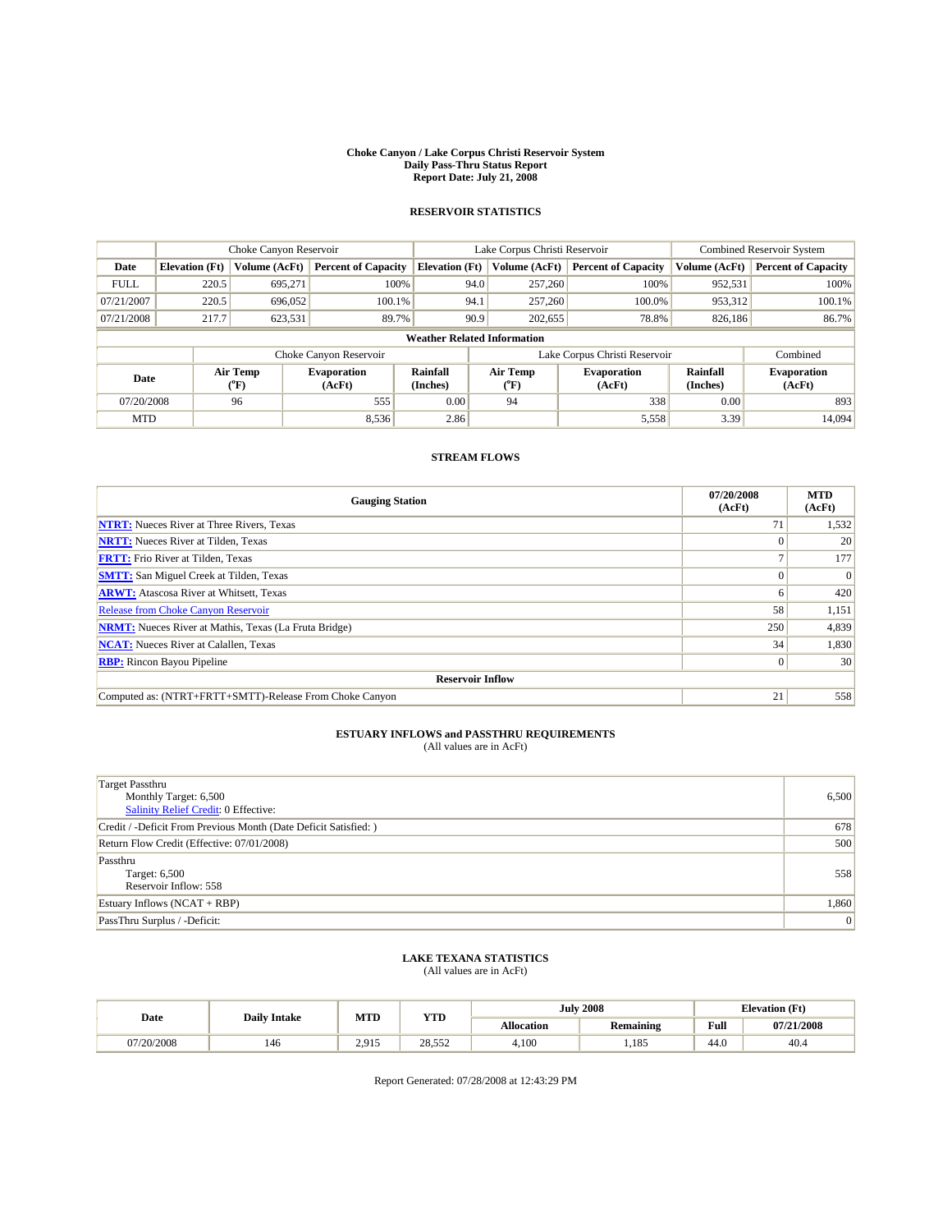**Choke Canyon / Lake Corpus Christi Reservoir System**
**Daily Pass-Thru Status Report**
**Report Date: July 21, 2008**

## RESERVOIR STATISTICS

| | Choke Canyon Reservoir | | | Lake Corpus Christi Reservoir | | | Combined Reservoir System | |
|---|---|---|---|---|---|---|---|---|
| Date | Elevation (Ft) | Volume (AcFt) | Percent of Capacity | Elevation (Ft) | Volume (AcFt) | Percent of Capacity | Volume (AcFt) | Percent of Capacity |
| FULL | 220.5 | 695,271 | 100% | 94.0 | 257,260 | 100% | 952,531 | 100% |
| 07/21/2007 | 220.5 | 696,052 | 100.1% | 94.1 | 257,260 | 100.0% | 953,312 | 100.1% |
| 07/21/2008 | 217.7 | 623,531 | 89.7% | 90.9 | 202,655 | 78.8% | 826,186 | 86.7% |

**Weather Related Information**

| | Choke Canyon Reservoir | | | Lake Corpus Christi Reservoir | | | Combined |
|---|---|---|---|---|---|---|---|
| Date | Air Temp (°F) | Evaporation (AcFt) | Rainfall (Inches) | Air Temp (°F) | Evaporation (AcFt) | Rainfall (Inches) | Evaporation (AcFt) |
| 07/20/2008 | 96 | 555 | 0.00 | 94 | 338 | 0.00 | 893 |
| MTD | | 8,536 | 2.86 | | 5,558 | 3.39 | 14,094 |

## STREAM FLOWS

| Gauging Station | 07/20/2008 (AcFt) | MTD (AcFt) |
|---|---|---|
| **NTRT:** Nueces River at Three Rivers, Texas | 71 | 1,532 |
| **NRTT:** Nueces River at Tilden, Texas | 0 | 20 |
| **FRTT:** Frio River at Tilden, Texas | 7 | 177 |
| **SMTT:** San Miguel Creek at Tilden, Texas | 0 | 0 |
| **ARWT:** Atascosa River at Whitsett, Texas | 6 | 420 |
| Release from Choke Canyon Reservoir | 58 | 1,151 |
| **NRMT:** Nueces River at Mathis, Texas (La Fruta Bridge) | 250 | 4,839 |
| **NCAT:** Nueces River at Calallen, Texas | 34 | 1,830 |
| **RBP:** Rincon Bayou Pipeline | 0 | 30 |
| **Reservoir Inflow** | | |
| Computed as: (NTRT+FRTT+SMTT)-Release From Choke Canyon | 21 | 558 |

## ESTUARY INFLOWS and PASSTHRU REQUIREMENTS

(All values are in AcFt)

| | |
|---|---|
| Target Passthru<br>Monthly Target: 6,500<br>Salinity Relief Credit: 0 Effective: | 6,500 |
| Credit / -Deficit From Previous Month (Date Deficit Satisfied: ) | 678 |
| Return Flow Credit (Effective: 07/01/2008) | 500 |
| Passthru<br>Target: 6,500<br>Reservoir Inflow: 558 | 558 |
| Estuary Inflows (NCAT + RBP) | 1,860 |
| PassThru Surplus / -Deficit: | 0 |

## LAKE TEXANA STATISTICS

(All values are in AcFt)

| Date | Daily Intake | MTD | YTD | July 2008 | | Elevation (Ft) | |
|---|---|---|---|---|---|---|---|
| | | | | Allocation | Remaining | Full | 07/21/2008 |
| 07/20/2008 | 146 | 2,915 | 28,552 | 4,100 | 1,185 | 44.0 | 40.4 |

Report Generated: 07/28/2008 at 12:43:29 PM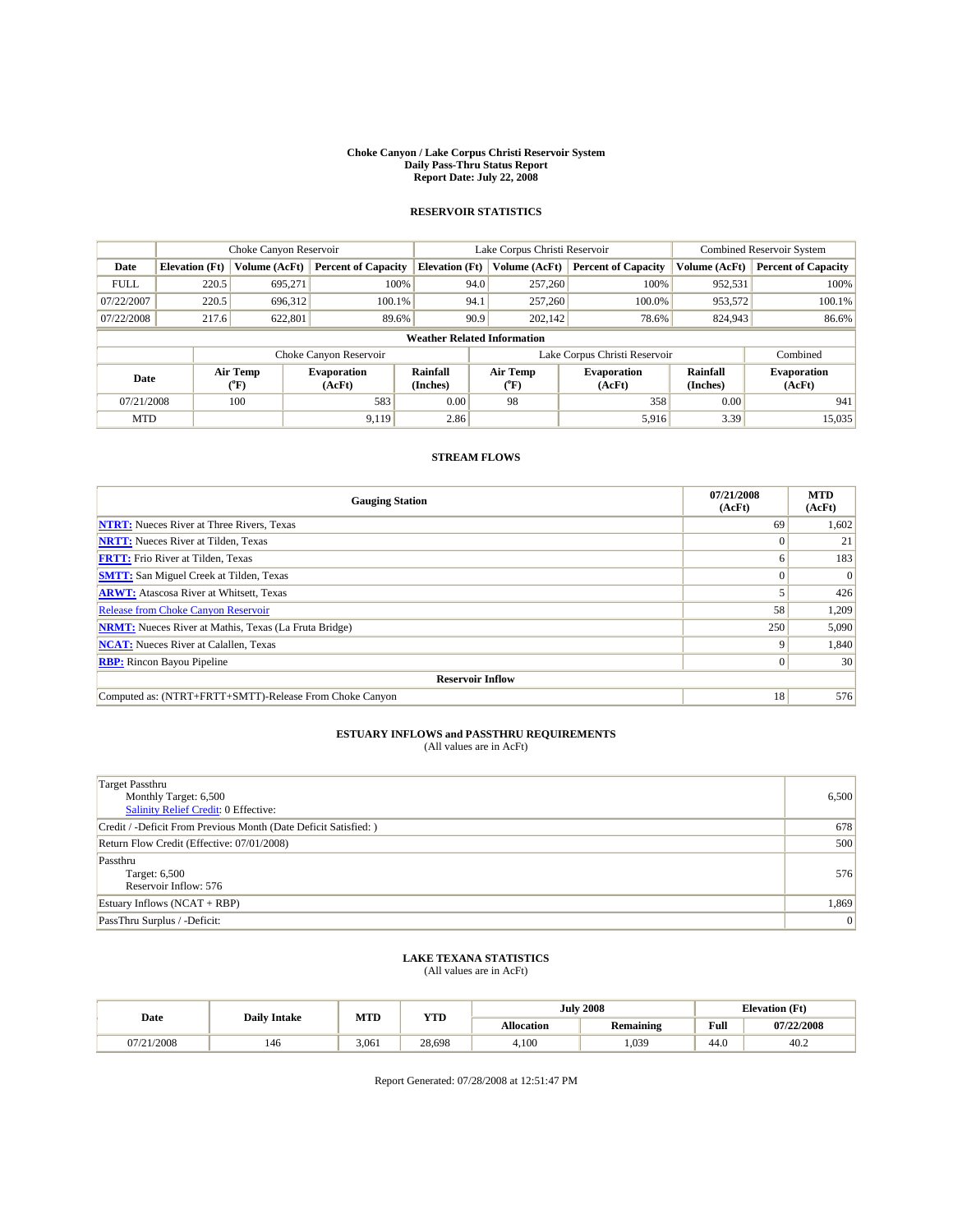# Choke Canyon / Lake Corpus Christi Reservoir System
## Daily Pass-Thru Status Report
## Report Date: July 22, 2008

### RESERVOIR STATISTICS

| | Choke Canyon Reservoir | | | Lake Corpus Christi Reservoir | | | Combined Reservoir System | |
|---|---|---|---|---|---|---|---|---|
| Date | Elevation (Ft) | Volume (AcFt) | Percent of Capacity | Elevation (Ft) | Volume (AcFt) | Percent of Capacity | Volume (AcFt) | Percent of Capacity |
| FULL | 220.5 | 695,271 | 100% | 94.0 | 257,260 | 100% | 952,531 | 100% |
| 07/22/2007 | 220.5 | 696,312 | 100.1% | 94.1 | 257,260 | 100.0% | 953,572 | 100.1% |
| 07/22/2008 | 217.6 | 622,801 | 89.6% | 90.9 | 202,142 | 78.6% | 824,943 | 86.6% |

**Weather Related Information**

| | Choke Canyon Reservoir | | | Lake Corpus Christi Reservoir | | | Combined |
|---|---|---|---|---|---|---|---|
| Date | Air Temp (°F) | Evaporation (AcFt) | Rainfall (Inches) | Air Temp (°F) | Evaporation (AcFt) | Rainfall (Inches) | Evaporation (AcFt) |
| 07/21/2008 | 100 | 583 | 0.00 | 98 | 358 | 0.00 | 941 |
| MTD | | 9,119 | 2.86 | | 5,916 | 3.39 | 15,035 |

### STREAM FLOWS

| Gauging Station | 07/21/2008 (AcFt) | MTD (AcFt) |
|---|---|---|
| **NTRT:** Nueces River at Three Rivers, Texas | 69 | 1,602 |
| **NRTT:** Nueces River at Tilden, Texas | 0 | 21 |
| **FRTT:** Frio River at Tilden, Texas | 6 | 183 |
| **SMTT:** San Miguel Creek at Tilden, Texas | 0 | 0 |
| **ARWT:** Atascosa River at Whitsett, Texas | 5 | 426 |
| Release from Choke Canyon Reservoir | 58 | 1,209 |
| **NRMT:** Nueces River at Mathis, Texas (La Fruta Bridge) | 250 | 5,090 |
| **NCAT:** Nueces River at Calallen, Texas | 9 | 1,840 |
| **RBP:** Rincon Bayou Pipeline | 0 | 30 |
| **Reservoir Inflow** | | |
| Computed as: (NTRT+FRTT+SMTT)-Release From Choke Canyon | 18 | 576 |

### ESTUARY INFLOWS and PASSTHRU REQUIREMENTS
(All values are in AcFt)

| | |
|---|---|
| Target Passthru<br>Monthly Target: 6,500<br>Salinity Relief Credit: 0 Effective: | 6,500 |
| Credit / -Deficit From Previous Month (Date Deficit Satisfied: ) | 678 |
| Return Flow Credit (Effective: 07/01/2008) | 500 |
| Passthru<br>Target: 6,500<br>Reservoir Inflow: 576 | 576 |
| Estuary Inflows (NCAT + RBP) | 1,869 |
| PassThru Surplus / -Deficit: | 0 |

### LAKE TEXANA STATISTICS
(All values are in AcFt)

| Date | Daily Intake | MTD | YTD | July 2008 | | Elevation (Ft) | |
|---|---|---|---|---|---|---|---|
| | | | | Allocation | Remaining | Full | 07/22/2008 |
| 07/21/2008 | 146 | 3,061 | 28,698 | 4,100 | 1,039 | 44.0 | 40.2 |

Report Generated: 07/28/2008 at 12:51:47 PM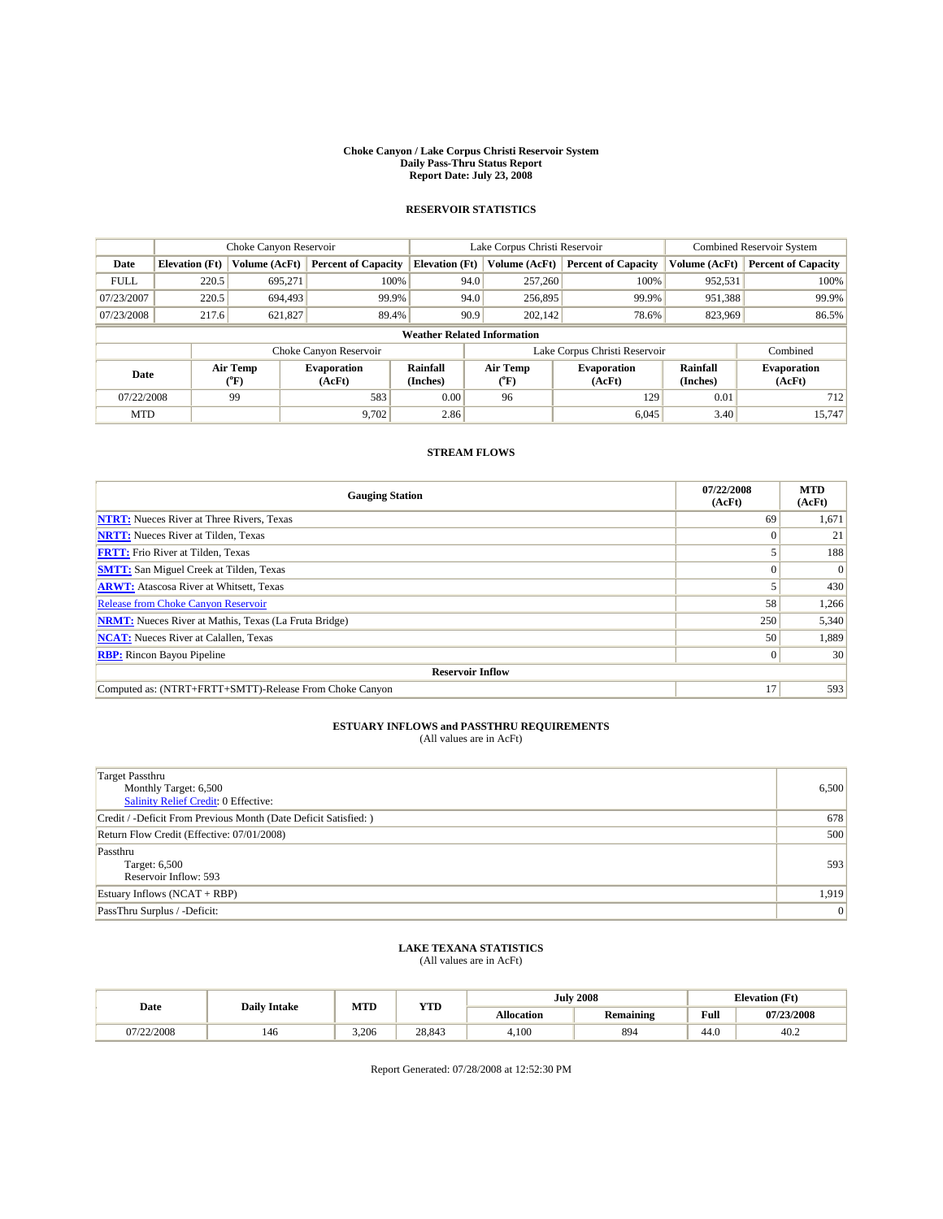# Choke Canyon / Lake Corpus Christi Reservoir System
## Daily Pass-Thru Status Report
## Report Date: July 23, 2008

### RESERVOIR STATISTICS

| | Choke Canyon Reservoir | | | Lake Corpus Christi Reservoir | | | Combined Reservoir System | |
|---|---|---|---|---|---|---|---|---|
| Date | Elevation (Ft) | Volume (AcFt) | Percent of Capacity | Elevation (Ft) | Volume (AcFt) | Percent of Capacity | Volume (AcFt) | Percent of Capacity |
| FULL | 220.5 | 695,271 | 100% | 94.0 | 257,260 | 100% | 952,531 | 100% |
| 07/23/2007 | 220.5 | 694,493 | 99.9% | 94.0 | 256,895 | 99.9% | 951,388 | 99.9% |
| 07/23/2008 | 217.6 | 621,827 | 89.4% | 90.9 | 202,142 | 78.6% | 823,969 | 86.5% |

**Weather Related Information**

| | Choke Canyon Reservoir | | | Lake Corpus Christi Reservoir | | | Combined |
|---|---|---|---|---|---|---|---|
| Date | Air Temp (°F) | Evaporation (AcFt) | Rainfall (Inches) | Air Temp (°F) | Evaporation (AcFt) | Rainfall (Inches) | Evaporation (AcFt) |
| 07/22/2008 | 99 | 583 | 0.00 | 96 | 129 | 0.01 | 712 |
| MTD | | 9,702 | 2.86 | | 6,045 | 3.40 | 15,747 |

### STREAM FLOWS

| Gauging Station | 07/22/2008 (AcFt) | MTD (AcFt) |
|---|---|---|
| NTRT: Nueces River at Three Rivers, Texas | 69 | 1,671 |
| NRTT: Nueces River at Tilden, Texas | 0 | 21 |
| FRTT: Frio River at Tilden, Texas | 5 | 188 |
| SMTT: San Miguel Creek at Tilden, Texas | 0 | 0 |
| ARWT: Atascosa River at Whitsett, Texas | 5 | 430 |
| Release from Choke Canyon Reservoir | 58 | 1,266 |
| NRMT: Nueces River at Mathis, Texas (La Fruta Bridge) | 250 | 5,340 |
| NCAT: Nueces River at Calallen, Texas | 50 | 1,889 |
| RBP: Rincon Bayou Pipeline | 0 | 30 |
| **Reservoir Inflow** | | |
| Computed as: (NTRT+FRTT+SMTT)-Release From Choke Canyon | 17 | 593 |

### ESTUARY INFLOWS and PASSTHRU REQUIREMENTS
(All values are in AcFt)

| | |
|---|---|
| Target Passthru<br>Monthly Target: 6,500<br>Salinity Relief Credit: 0 Effective: | 6,500 |
| Credit / -Deficit From Previous Month (Date Deficit Satisfied: ) | 678 |
| Return Flow Credit (Effective: 07/01/2008) | 500 |
| Passthru<br>Target: 6,500<br>Reservoir Inflow: 593 | 593 |
| Estuary Inflows (NCAT + RBP) | 1,919 |
| PassThru Surplus / -Deficit: | 0 |

### LAKE TEXANA STATISTICS
(All values are in AcFt)

| Date | Daily Intake | MTD | YTD | July 2008 | | Elevation (Ft) | |
|---|---|---|---|---|---|---|---|
| | | | | Allocation | Remaining | Full | 07/23/2008 |
| 07/22/2008 | 146 | 3,206 | 28,843 | 4,100 | 894 | 44.0 | 40.2 |

Report Generated: 07/28/2008 at 12:52:30 PM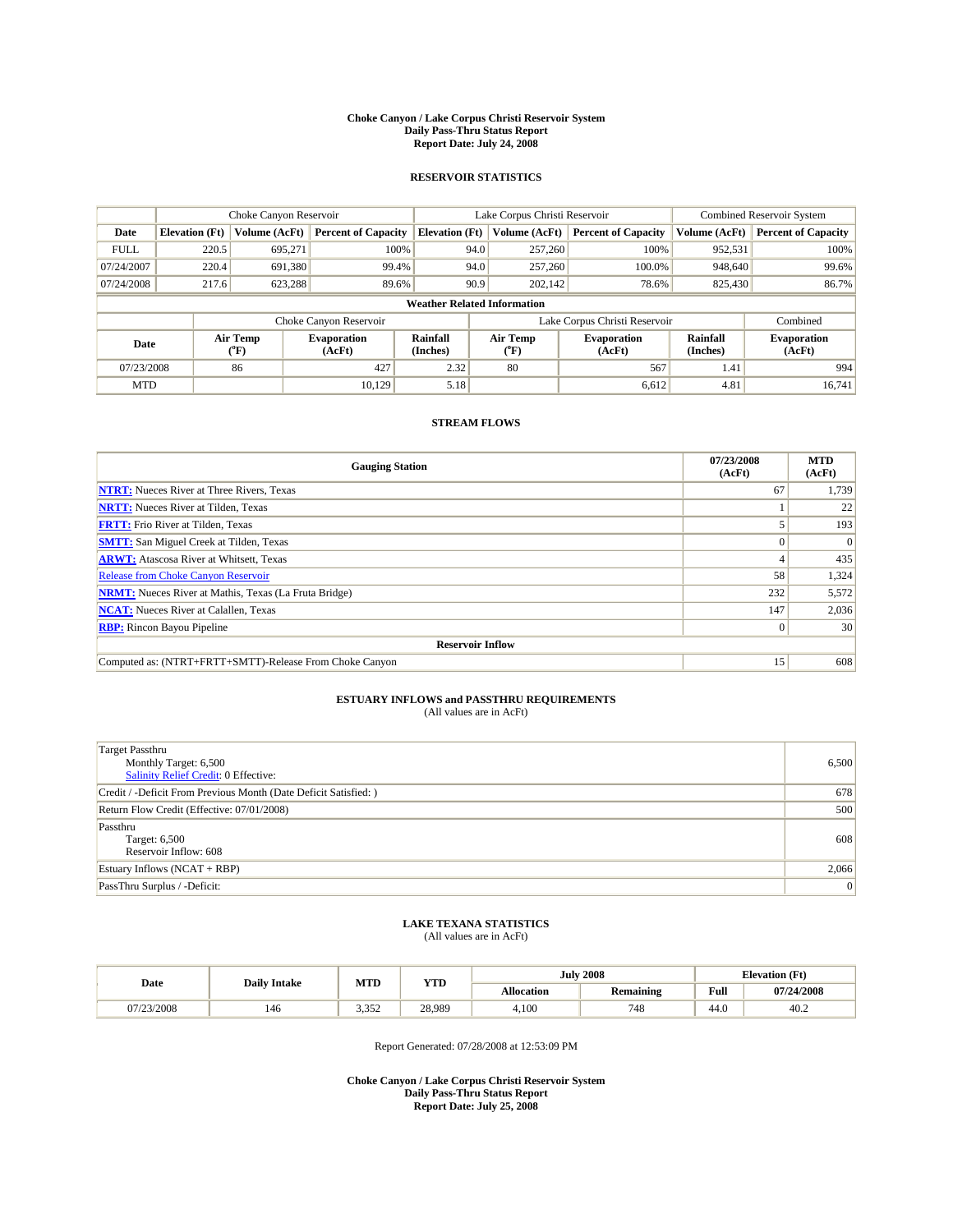**Choke Canyon / Lake Corpus Christi Reservoir System**
**Daily Pass-Thru Status Report**
**Report Date: July 24, 2008**

## RESERVOIR STATISTICS

| | Choke Canyon Reservoir | | | Lake Corpus Christi Reservoir | | | Combined Reservoir System | |
|---|---|---|---|---|---|---|---|---|
| Date | Elevation (Ft) | Volume (AcFt) | Percent of Capacity | Elevation (Ft) | Volume (AcFt) | Percent of Capacity | Volume (AcFt) | Percent of Capacity |
| FULL | 220.5 | 695,271 | 100% | 94.0 | 257,260 | 100% | 952,531 | 100% |
| 07/24/2007 | 220.4 | 691,380 | 99.4% | 94.0 | 257,260 | 100.0% | 948,640 | 99.6% |
| 07/24/2008 | 217.6 | 623,288 | 89.6% | 90.9 | 202,142 | 78.6% | 825,430 | 86.7% |

**Weather Related Information**

| | Choke Canyon Reservoir | | | Lake Corpus Christi Reservoir | | | Combined |
|---|---|---|---|---|---|---|---|
| Date | Air Temp (°F) | Evaporation (AcFt) | Rainfall (Inches) | Air Temp (°F) | Evaporation (AcFt) | Rainfall (Inches) | Evaporation (AcFt) |
| 07/23/2008 | 86 | 427 | 2.32 | 80 | 567 | 1.41 | 994 |
| MTD | | 10,129 | 5.18 | | 6,612 | 4.81 | 16,741 |

## STREAM FLOWS

| Gauging Station | 07/23/2008 (AcFt) | MTD (AcFt) |
|---|---|---|
| NTRT: Nueces River at Three Rivers, Texas | 67 | 1,739 |
| NRTT: Nueces River at Tilden, Texas | 1 | 22 |
| FRTT: Frio River at Tilden, Texas | 5 | 193 |
| SMTT: San Miguel Creek at Tilden, Texas | 0 | 0 |
| ARWT: Atascosa River at Whitsett, Texas | 4 | 435 |
| Release from Choke Canyon Reservoir | 58 | 1,324 |
| NRMT: Nueces River at Mathis, Texas (La Fruta Bridge) | 232 | 5,572 |
| NCAT: Nueces River at Calallen, Texas | 147 | 2,036 |
| RBP: Rincon Bayou Pipeline | 0 | 30 |
| **Reservoir Inflow** | | |
| Computed as: (NTRT+FRTT+SMTT)-Release From Choke Canyon | 15 | 608 |

## ESTUARY INFLOWS and PASSTHRU REQUIREMENTS

(All values are in AcFt)

| | |
|---|---|
| Target Passthru<br>Monthly Target: 6,500<br>Salinity Relief Credit: 0 Effective: | 6,500 |
| Credit / -Deficit From Previous Month (Date Deficit Satisfied: ) | 678 |
| Return Flow Credit (Effective: 07/01/2008) | 500 |
| Passthru<br>Target: 6,500<br>Reservoir Inflow: 608 | 608 |
| Estuary Inflows (NCAT + RBP) | 2,066 |
| PassThru Surplus / -Deficit: | 0 |

## LAKE TEXANA STATISTICS

(All values are in AcFt)

| Date | Daily Intake | MTD | YTD | July 2008 | | Elevation (Ft) | |
|---|---|---|---|---|---|---|---|
| | | | | Allocation | Remaining | Full | 07/24/2008 |
| 07/23/2008 | 146 | 3,352 | 28,989 | 4,100 | 748 | 44.0 | 40.2 |

Report Generated: 07/28/2008 at 12:53:09 PM

**Choke Canyon / Lake Corpus Christi Reservoir System**
**Daily Pass-Thru Status Report**
**Report Date: July 25, 2008**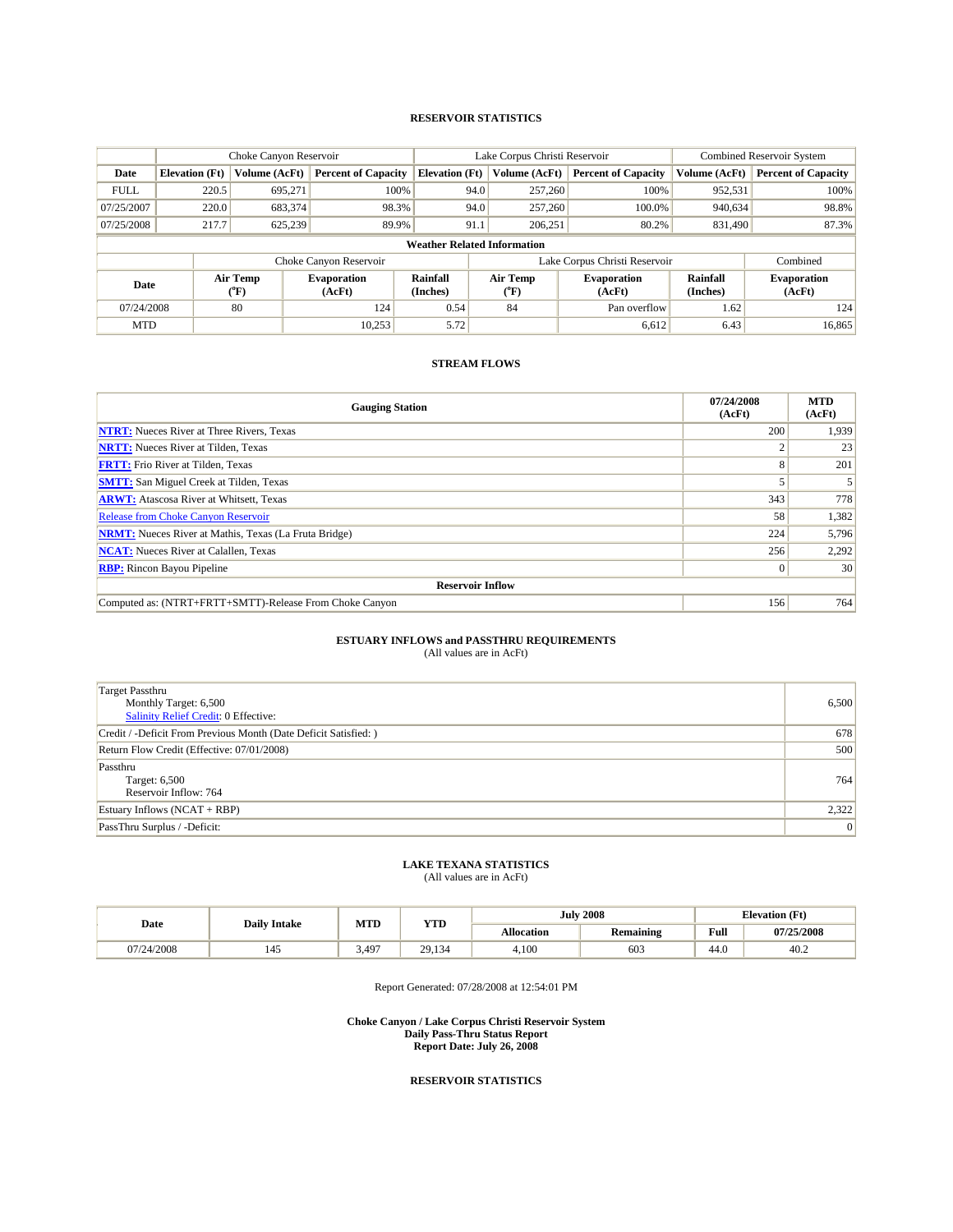## RESERVOIR STATISTICS

| | Choke Canyon Reservoir | | | Lake Corpus Christi Reservoir | | | Combined Reservoir System | |
|---|---|---|---|---|---|---|---|---|
| Date | Elevation (Ft) | Volume (AcFt) | Percent of Capacity | Elevation (Ft) | Volume (AcFt) | Percent of Capacity | Volume (AcFt) | Percent of Capacity |
| FULL | 220.5 | 695,271 | 100% | 94.0 | 257,260 | 100% | 952,531 | 100% |
| 07/25/2007 | 220.0 | 683,374 | 98.3% | 94.0 | 257,260 | 100.0% | 940,634 | 98.8% |
| 07/25/2008 | 217.7 | 625,239 | 89.9% | 91.1 | 206,251 | 80.2% | 831,490 | 87.3% |

**Weather Related Information**

| | Choke Canyon Reservoir | | | Lake Corpus Christi Reservoir | | | Combined |
|---|---|---|---|---|---|---|---|
| Date | Air Temp (°F) | Evaporation (AcFt) | Rainfall (Inches) | Air Temp (°F) | Evaporation (AcFt) | Rainfall (Inches) | Evaporation (AcFt) |
| 07/24/2008 | 80 | 124 | 0.54 | 84 | Pan overflow | 1.62 | 124 |
| MTD | | 10,253 | 5.72 | | 6,612 | 6.43 | 16,865 |

## STREAM FLOWS

| Gauging Station | 07/24/2008 (AcFt) | MTD (AcFt) |
|---|---|---|
| **NTRT:** Nueces River at Three Rivers, Texas | 200 | 1,939 |
| **NRTT:** Nueces River at Tilden, Texas | 2 | 23 |
| **FRTT:** Frio River at Tilden, Texas | 8 | 201 |
| **SMTT:** San Miguel Creek at Tilden, Texas | 5 | 5 |
| **ARWT:** Atascosa River at Whitsett, Texas | 343 | 778 |
| Release from Choke Canyon Reservoir | 58 | 1,382 |
| **NRMT:** Nueces River at Mathis, Texas (La Fruta Bridge) | 224 | 5,796 |
| **NCAT:** Nueces River at Calallen, Texas | 256 | 2,292 |
| **RBP:** Rincon Bayou Pipeline | 0 | 30 |
| **Reservoir Inflow** | | |
| Computed as: (NTRT+FRTT+SMTT)-Release From Choke Canyon | 156 | 764 |

## ESTUARY INFLOWS and PASSTHRU REQUIREMENTS
(All values are in AcFt)

| | |
|---|---|
| Target Passthru<br>Monthly Target: 6,500<br>Salinity Relief Credit: 0 Effective: | 6,500 |
| Credit / -Deficit From Previous Month (Date Deficit Satisfied: ) | 678 |
| Return Flow Credit (Effective: 07/01/2008) | 500 |
| Passthru<br>Target: 6,500<br>Reservoir Inflow: 764 | 764 |
| Estuary Inflows (NCAT + RBP) | 2,322 |
| PassThru Surplus / -Deficit: | 0 |

## LAKE TEXANA STATISTICS
(All values are in AcFt)

| Date | Daily Intake | MTD | YTD | July 2008 | | Elevation (Ft) | |
|---|---|---|---|---|---|---|---|
| | | | | Allocation | Remaining | Full | 07/25/2008 |
| 07/24/2008 | 145 | 3,497 | 29,134 | 4,100 | 603 | 44.0 | 40.2 |

Report Generated: 07/28/2008 at 12:54:01 PM

**Choke Canyon / Lake Corpus Christi Reservoir System**
**Daily Pass-Thru Status Report**
**Report Date: July 26, 2008**

## RESERVOIR STATISTICS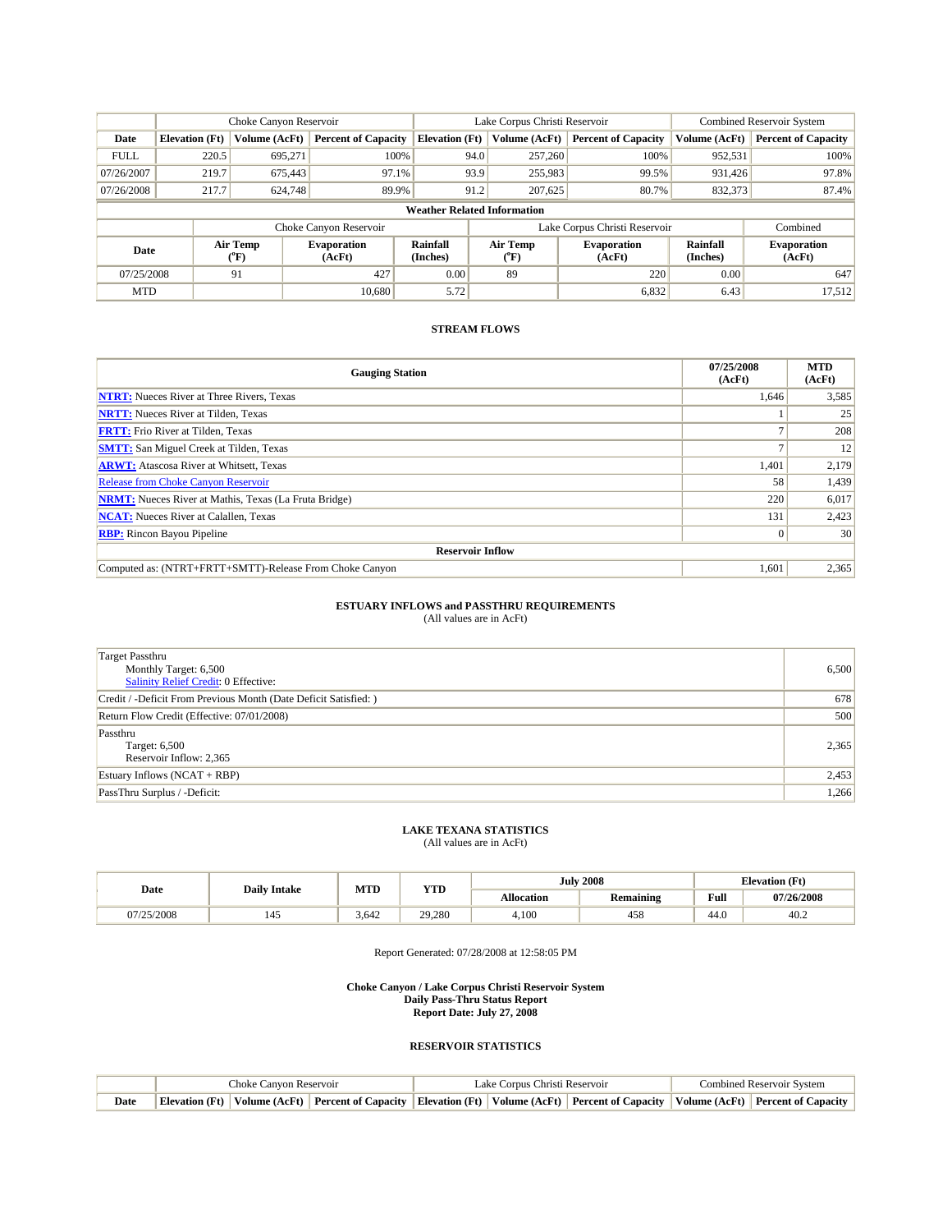| | Choke Canyon Reservoir | | | Lake Corpus Christi Reservoir | | | Combined Reservoir System | |
|---|---|---|---|---|---|---|---|---|
| Date | Elevation (Ft) | Volume (AcFt) | Percent of Capacity | Elevation (Ft) | Volume (AcFt) | Percent of Capacity | Volume (AcFt) | Percent of Capacity |
| FULL | 220.5 | 695,271 | 100% | 94.0 | 257,260 | 100% | 952,531 | 100% |
| 07/26/2007 | 219.7 | 675,443 | 97.1% | 93.9 | 255,983 | 99.5% | 931,426 | 97.8% |
| 07/26/2008 | 217.7 | 624,748 | 89.9% | 91.2 | 207,625 | 80.7% | 832,373 | 87.4% |

**Weather Related Information**

| | Choke Canyon Reservoir | | | Lake Corpus Christi Reservoir | | | Combined |
|---|---|---|---|---|---|---|---|
| Date | Air Temp (°F) | Evaporation (AcFt) | Rainfall (Inches) | Air Temp (°F) | Evaporation (AcFt) | Rainfall (Inches) | Evaporation (AcFt) |
| 07/25/2008 | 91 | 427 | 0.00 | 89 | 220 | 0.00 | 647 |
| MTD | | 10,680 | 5.72 | | 6,832 | 6.43 | 17,512 |

## STREAM FLOWS

| Gauging Station | 07/25/2008 (AcFt) | MTD (AcFt) |
|---|---|---|
| **NTRT:** Nueces River at Three Rivers, Texas | 1,646 | 3,585 |
| **NRTT:** Nueces River at Tilden, Texas | 1 | 25 |
| **FRTT:** Frio River at Tilden, Texas | 7 | 208 |
| **SMTT:** San Miguel Creek at Tilden, Texas | 7 | 12 |
| **ARWT:** Atascosa River at Whitsett, Texas | 1,401 | 2,179 |
| Release from Choke Canyon Reservoir | 58 | 1,439 |
| **NRMT:** Nueces River at Mathis, Texas (La Fruta Bridge) | 220 | 6,017 |
| **NCAT:** Nueces River at Calallen, Texas | 131 | 2,423 |
| **RBP:** Rincon Bayou Pipeline | 0 | 30 |
| **Reservoir Inflow** | | |
| Computed as: (NTRT+FRTT+SMTT)-Release From Choke Canyon | 1,601 | 2,365 |

## ESTUARY INFLOWS and PASSTHRU REQUIREMENTS

(All values are in AcFt)

| | |
|---|---|
| Target Passthru<br>Monthly Target: 6,500<br>Salinity Relief Credit: 0 Effective: | 6,500 |
| Credit / -Deficit From Previous Month (Date Deficit Satisfied: ) | 678 |
| Return Flow Credit (Effective: 07/01/2008) | 500 |
| Passthru<br>Target: 6,500<br>Reservoir Inflow: 2,365 | 2,365 |
| Estuary Inflows (NCAT + RBP) | 2,453 |
| PassThru Surplus / -Deficit: | 1,266 |

## LAKE TEXANA STATISTICS

(All values are in AcFt)

| Date | Daily Intake | MTD | YTD | July 2008 | | Elevation (Ft) | |
|---|---|---|---|---|---|---|---|
| | | | | Allocation | Remaining | Full | 07/26/2008 |
| 07/25/2008 | 145 | 3,642 | 29,280 | 4,100 | 458 | 44.0 | 40.2 |

Report Generated: 07/28/2008 at 12:58:05 PM

**Choke Canyon / Lake Corpus Christi Reservoir System**
**Daily Pass-Thru Status Report**
**Report Date: July 27, 2008**

## RESERVOIR STATISTICS

| | Choke Canyon Reservoir | | | Lake Corpus Christi Reservoir | | | Combined Reservoir System | |
|---|---|---|---|---|---|---|---|---|
| Date | Elevation (Ft) | Volume (AcFt) | Percent of Capacity | Elevation (Ft) | Volume (AcFt) | Percent of Capacity | Volume (AcFt) | Percent of Capacity |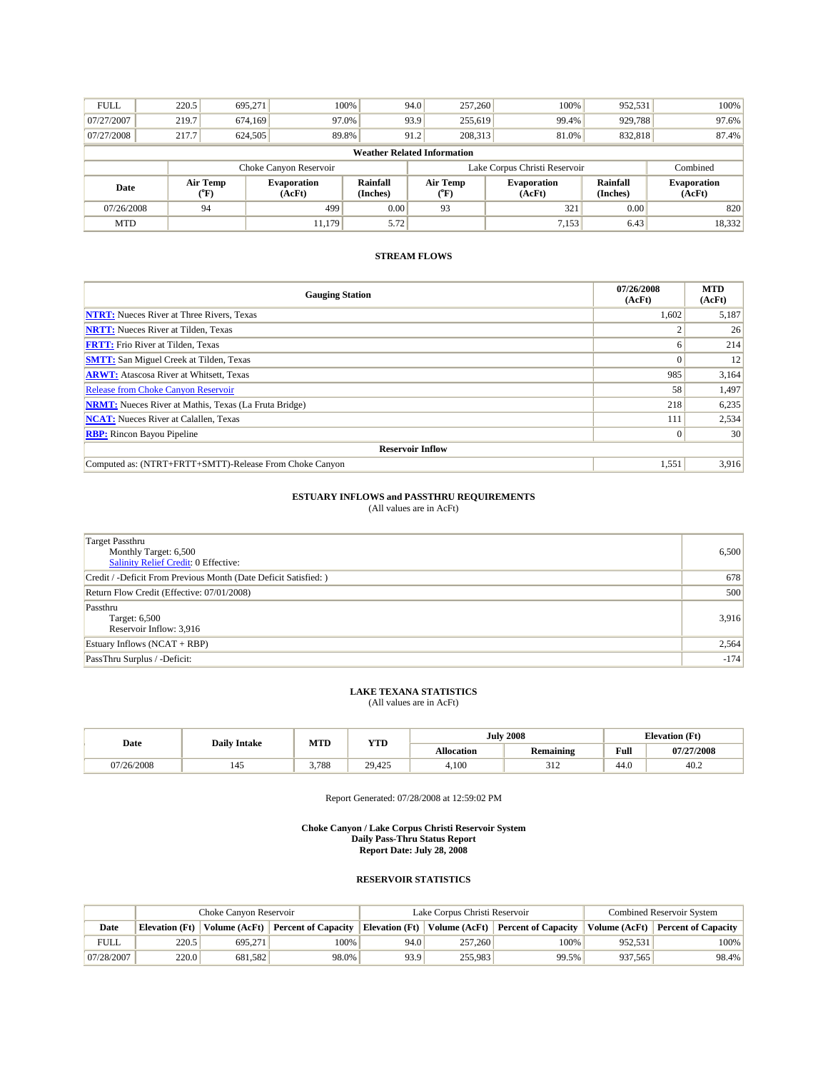| FULL | 220.5 | 695,271 | 100% | 94.0 | 257,260 | 100% | 952,531 | 100% |
|---|---|---|---|---|---|---|---|---|
| 07/27/2007 | 219.7 | 674,169 | 97.0% | 93.9 | 255,619 | 99.4% | 929,788 | 97.6% |
| 07/27/2008 | 217.7 | 624,505 | 89.8% | 91.2 | 208,313 | 81.0% | 832,818 | 87.4% |

**Weather Related Information**

| | Choke Canyon Reservoir | | | Lake Corpus Christi Reservoir | | | Combined |
|---|---|---|---|---|---|---|---|
| Date | Air Temp (°F) | Evaporation (AcFt) | Rainfall (Inches) | Air Temp (°F) | Evaporation (AcFt) | Rainfall (Inches) | Evaporation (AcFt) |
| 07/26/2008 | 94 | 499 | 0.00 | 93 | 321 | 0.00 | 820 |
| MTD | | 11,179 | 5.72 | | 7,153 | 6.43 | 18,332 |

### STREAM FLOWS

| Gauging Station | 07/26/2008 (AcFt) | MTD (AcFt) |
|---|---|---|
| NTRT: Nueces River at Three Rivers, Texas | 1,602 | 5,187 |
| NRTT: Nueces River at Tilden, Texas | 2 | 26 |
| FRTT: Frio River at Tilden, Texas | 6 | 214 |
| SMTT: San Miguel Creek at Tilden, Texas | 0 | 12 |
| ARWT: Atascosa River at Whitsett, Texas | 985 | 3,164 |
| Release from Choke Canyon Reservoir | 58 | 1,497 |
| NRMT: Nueces River at Mathis, Texas (La Fruta Bridge) | 218 | 6,235 |
| NCAT: Nueces River at Calallen, Texas | 111 | 2,534 |
| RBP: Rincon Bayou Pipeline | 0 | 30 |
| **Reservoir Inflow** | | |
| Computed as: (NTRT+FRTT+SMTT)-Release From Choke Canyon | 1,551 | 3,916 |

### ESTUARY INFLOWS and PASSTHRU REQUIREMENTS

(All values are in AcFt)

| Item | Value |
|---|---|
| Target Passthru<br>Monthly Target: 6,500<br>Salinity Relief Credit: 0 Effective: | 6,500 |
| Credit / -Deficit From Previous Month (Date Deficit Satisfied: ) | 678 |
| Return Flow Credit (Effective: 07/01/2008) | 500 |
| Passthru<br>Target: 6,500<br>Reservoir Inflow: 3,916 | 3,916 |
| Estuary Inflows (NCAT + RBP) | 2,564 |
| PassThru Surplus / -Deficit: | -174 |

### LAKE TEXANA STATISTICS

(All values are in AcFt)

| Date | Daily Intake | MTD | YTD | July 2008 | | Elevation (Ft) | |
|---|---|---|---|---|---|---|---|
| | | | | Allocation | Remaining | Full | 07/27/2008 |
| 07/26/2008 | 145 | 3,788 | 29,425 | 4,100 | 312 | 44.0 | 40.2 |

Report Generated: 07/28/2008 at 12:59:02 PM

**Choke Canyon / Lake Corpus Christi Reservoir System**
**Daily Pass-Thru Status Report**
**Report Date: July 28, 2008**

### RESERVOIR STATISTICS

| | Choke Canyon Reservoir | | | Lake Corpus Christi Reservoir | | | Combined Reservoir System | |
|---|---|---|---|---|---|---|---|---|
| Date | Elevation (Ft) | Volume (AcFt) | Percent of Capacity | Elevation (Ft) | Volume (AcFt) | Percent of Capacity | Volume (AcFt) | Percent of Capacity |
| FULL | 220.5 | 695,271 | 100% | 94.0 | 257,260 | 100% | 952,531 | 100% |
| 07/28/2007 | 220.0 | 681,582 | 98.0% | 93.9 | 255,983 | 99.5% | 937,565 | 98.4% |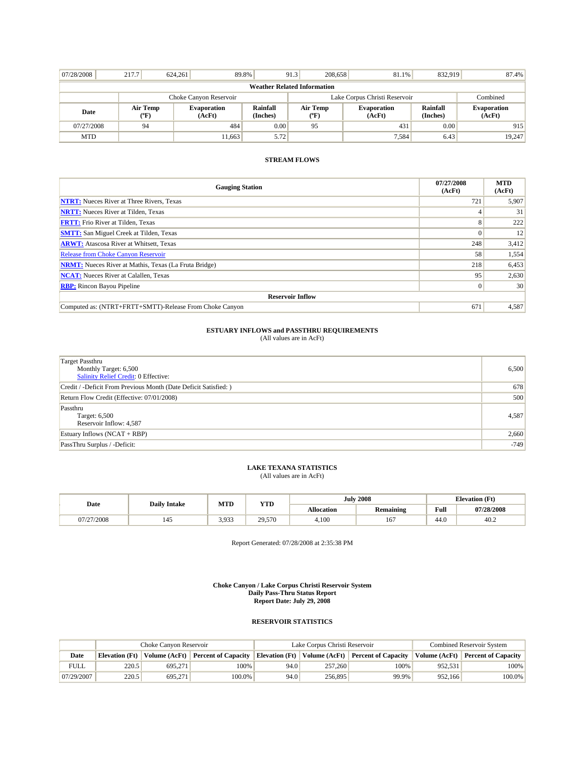| 07/28/2008 | 217.7 | 624,261 | 89.8% | 91.3 | 208,658 | 81.1% | 832,919 | 87.4% |
|---|---|---|---|---|---|---|---|---|

| Weather Related Information | | | | | | | |
|---|---|---|---|---|---|---|---|
| | Choke Canyon Reservoir | | | Lake Corpus Christi Reservoir | | | Combined |
| Date | Air Temp (ºF) | Evaporation (AcFt) | Rainfall (Inches) | Air Temp (ºF) | Evaporation (AcFt) | Rainfall (Inches) | Evaporation (AcFt) |
| 07/27/2008 | 94 | 484 | 0.00 | 95 | 431 | 0.00 | 915 |
| MTD | | 11,663 | 5.72 | | 7,584 | 6.43 | 19,247 |

## STREAM FLOWS

| Gauging Station | 07/27/2008 (AcFt) | MTD (AcFt) |
|---|---|---|
| NTRT: Nueces River at Three Rivers, Texas | 721 | 5,907 |
| NRTT: Nueces River at Tilden, Texas | 4 | 31 |
| FRTT: Frio River at Tilden, Texas | 8 | 222 |
| SMTT: San Miguel Creek at Tilden, Texas | 0 | 12 |
| ARWT: Atascosa River at Whitsett, Texas | 248 | 3,412 |
| Release from Choke Canyon Reservoir | 58 | 1,554 |
| NRMT: Nueces River at Mathis, Texas (La Fruta Bridge) | 218 | 6,453 |
| NCAT: Nueces River at Calallen, Texas | 95 | 2,630 |
| RBP: Rincon Bayou Pipeline | 0 | 30 |
| **Reservoir Inflow** | | |
| Computed as: (NTRT+FRTT+SMTT)-Release From Choke Canyon | 671 | 4,587 |

## ESTUARY INFLOWS and PASSTHRU REQUIREMENTS

(All values are in AcFt)

| | |
|---|---|
| Target Passthru<br>Monthly Target: 6,500<br>Salinity Relief Credit: 0 Effective: | 6,500 |
| Credit / -Deficit From Previous Month (Date Deficit Satisfied: ) | 678 |
| Return Flow Credit (Effective: 07/01/2008) | 500 |
| Passthru<br>Target: 6,500<br>Reservoir Inflow: 4,587 | 4,587 |
| Estuary Inflows (NCAT + RBP) | 2,660 |
| PassThru Surplus / -Deficit: | -749 |

## LAKE TEXANA STATISTICS

(All values are in AcFt)

| Date | Daily Intake | MTD | YTD | July 2008 | | Elevation (Ft) | |
|---|---|---|---|---|---|---|---|
| | | | | Allocation | Remaining | Full | 07/28/2008 |
| 07/27/2008 | 145 | 3,933 | 29,570 | 4,100 | 167 | 44.0 | 40.2 |

Report Generated: 07/28/2008 at 2:35:38 PM

**Choke Canyon / Lake Corpus Christi Reservoir System**
**Daily Pass-Thru Status Report**
**Report Date: July 29, 2008**

## RESERVOIR STATISTICS

| | Choke Canyon Reservoir | | | Lake Corpus Christi Reservoir | | | Combined Reservoir System | |
|---|---|---|---|---|---|---|---|---|
| Date | Elevation (Ft) | Volume (AcFt) | Percent of Capacity | Elevation (Ft) | Volume (AcFt) | Percent of Capacity | Volume (AcFt) | Percent of Capacity |
| FULL | 220.5 | 695,271 | 100% | 94.0 | 257,260 | 100% | 952,531 | 100% |
| 07/29/2007 | 220.5 | 695,271 | 100.0% | 94.0 | 256,895 | 99.9% | 952,166 | 100.0% |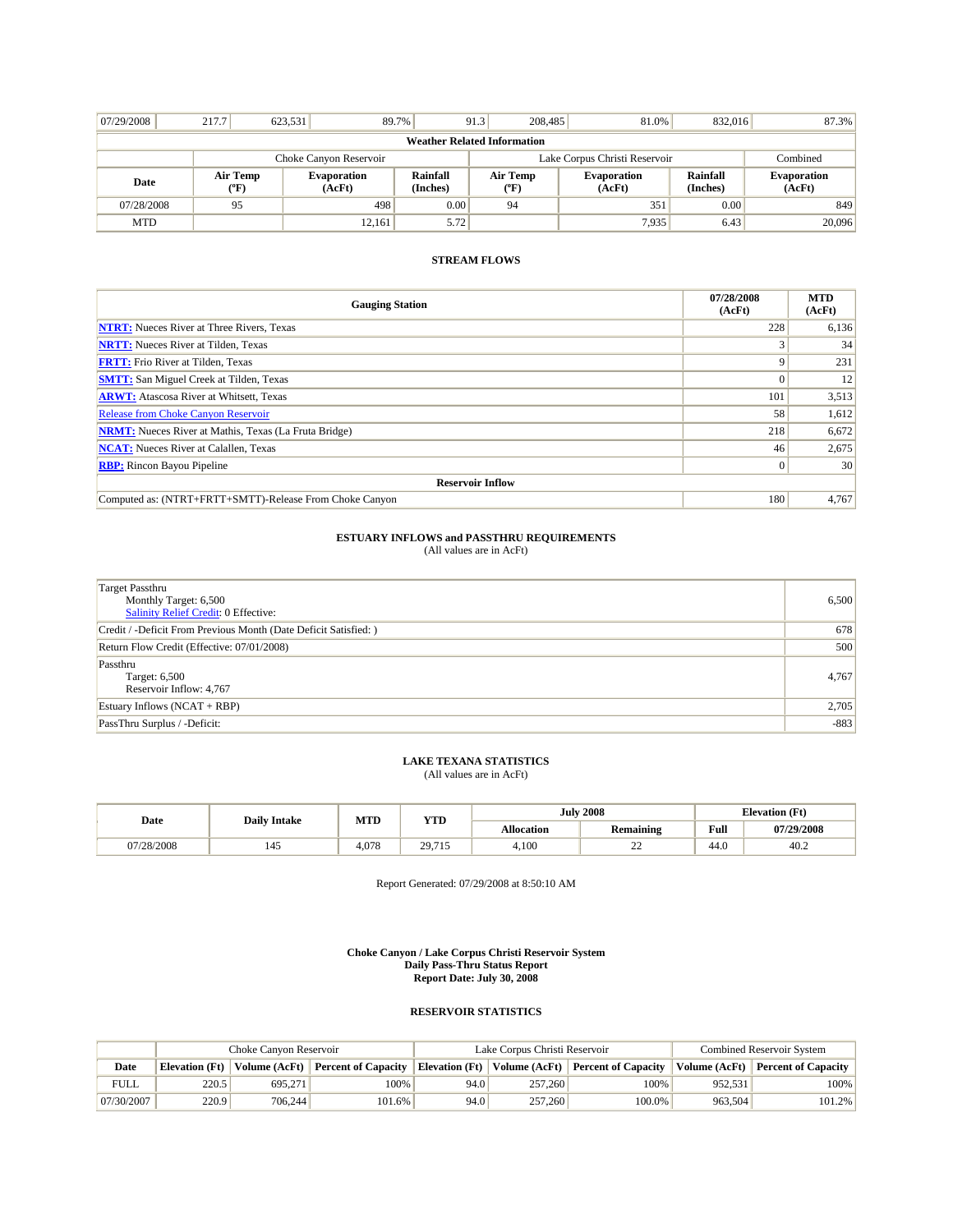| 07/29/2008 | 217.7 | 623,531 | 89.7% | 91.3 | 208,485 | 81.0% | 832,016 | 87.3% |
|---|---|---|---|---|---|---|---|---|

**Weather Related Information**

| | Choke Canyon Reservoir | | | Lake Corpus Christi Reservoir | | | Combined |
|---|---|---|---|---|---|---|---|
| Date | Air Temp (ºF) | Evaporation (AcFt) | Rainfall (Inches) | Air Temp (ºF) | Evaporation (AcFt) | Rainfall (Inches) | Evaporation (AcFt) |
| 07/28/2008 | 95 | 498 | 0.00 | 94 | 351 | 0.00 | 849 |
| MTD | | 12,161 | 5.72 | | 7,935 | 6.43 | 20,096 |

### STREAM FLOWS

| Gauging Station | 07/28/2008 (AcFt) | MTD (AcFt) |
|---|---|---|
| NTRT: Nueces River at Three Rivers, Texas | 228 | 6,136 |
| NRTT: Nueces River at Tilden, Texas | 3 | 34 |
| FRTT: Frio River at Tilden, Texas | 9 | 231 |
| SMTT: San Miguel Creek at Tilden, Texas | 0 | 12 |
| ARWT: Atascosa River at Whitsett, Texas | 101 | 3,513 |
| Release from Choke Canyon Reservoir | 58 | 1,612 |
| NRMT: Nueces River at Mathis, Texas (La Fruta Bridge) | 218 | 6,672 |
| NCAT: Nueces River at Calallen, Texas | 46 | 2,675 |
| RBP: Rincon Bayou Pipeline | 0 | 30 |
| **Reservoir Inflow** | | |
| Computed as: (NTRT+FRTT+SMTT)-Release From Choke Canyon | 180 | 4,767 |

### ESTUARY INFLOWS and PASSTHRU REQUIREMENTS
(All values are in AcFt)

| | |
|---|---|
| Target Passthru<br>Monthly Target: 6,500<br>Salinity Relief Credit: 0 Effective: | 6,500 |
| Credit / -Deficit From Previous Month (Date Deficit Satisfied: ) | 678 |
| Return Flow Credit (Effective: 07/01/2008) | 500 |
| Passthru<br>Target: 6,500<br>Reservoir Inflow: 4,767 | 4,767 |
| Estuary Inflows (NCAT + RBP) | 2,705 |
| PassThru Surplus / -Deficit: | -883 |

### LAKE TEXANA STATISTICS
(All values are in AcFt)

| Date | Daily Intake | MTD | YTD | July 2008 | | Elevation (Ft) | |
|---|---|---|---|---|---|---|---|
| | | | | Allocation | Remaining | Full | 07/29/2008 |
| 07/28/2008 | 145 | 4,078 | 29,715 | 4,100 | 22 | 44.0 | 40.2 |

Report Generated: 07/29/2008 at 8:50:10 AM

**Choke Canyon / Lake Corpus Christi Reservoir System**
**Daily Pass-Thru Status Report**
**Report Date: July 30, 2008**

### RESERVOIR STATISTICS

| | Choke Canyon Reservoir | | | Lake Corpus Christi Reservoir | | | Combined Reservoir System | |
|---|---|---|---|---|---|---|---|---|
| Date | Elevation (Ft) | Volume (AcFt) | Percent of Capacity | Elevation (Ft) | Volume (AcFt) | Percent of Capacity | Volume (AcFt) | Percent of Capacity |
| FULL | 220.5 | 695,271 | 100% | 94.0 | 257,260 | 100% | 952,531 | 100% |
| 07/30/2007 | 220.9 | 706,244 | 101.6% | 94.0 | 257,260 | 100.0% | 963,504 | 101.2% |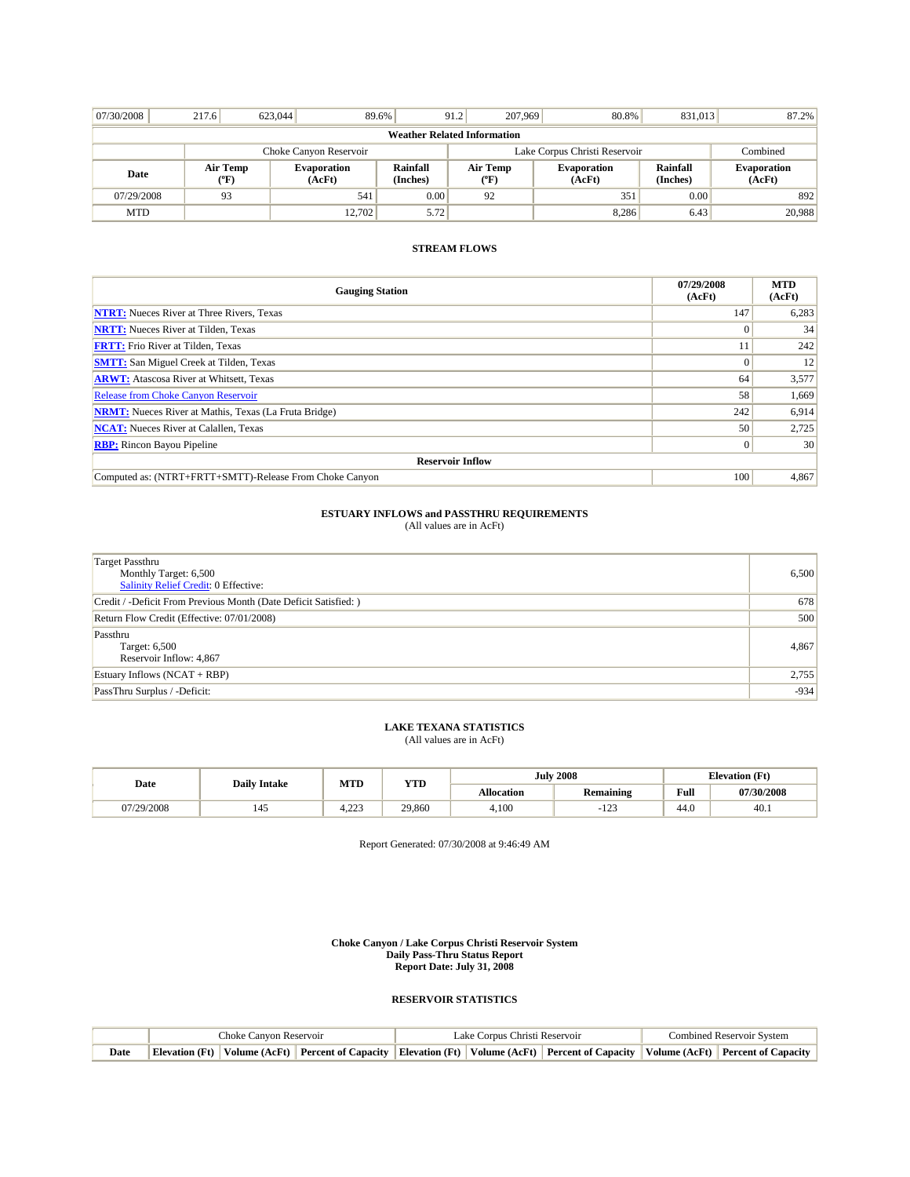| 07/30/2008 | 217.6 | 623,044 | 89.6% | 91.2 | 207,969 | 80.8% | 831,013 | 87.2% |
|---|---|---|---|---|---|---|---|---|

**Weather Related Information**

| | Choke Canyon Reservoir | | | Lake Corpus Christi Reservoir | | | Combined |
|---|---|---|---|---|---|---|---|
| **Date** | **Air Temp (°F)** | **Evaporation (AcFt)** | **Rainfall (Inches)** | **Air Temp (°F)** | **Evaporation (AcFt)** | **Rainfall (Inches)** | **Evaporation (AcFt)** |
| 07/29/2008 | 93 | 541 | 0.00 | 92 | 351 | 0.00 | 892 |
| MTD | | 12,702 | 5.72 | | 8,286 | 6.43 | 20,988 |

## STREAM FLOWS

| Gauging Station | 07/29/2008 (AcFt) | MTD (AcFt) |
|---|---|---|
| **NTRT:** Nueces River at Three Rivers, Texas | 147 | 6,283 |
| **NRTT:** Nueces River at Tilden, Texas | 0 | 34 |
| **FRTT:** Frio River at Tilden, Texas | 11 | 242 |
| **SMTT:** San Miguel Creek at Tilden, Texas | 0 | 12 |
| **ARWT:** Atascosa River at Whitsett, Texas | 64 | 3,577 |
| Release from Choke Canyon Reservoir | 58 | 1,669 |
| **NRMT:** Nueces River at Mathis, Texas (La Fruta Bridge) | 242 | 6,914 |
| **NCAT:** Nueces River at Calallen, Texas | 50 | 2,725 |
| **RBP:** Rincon Bayou Pipeline | 0 | 30 |
| **Reservoir Inflow** | | |
| Computed as: (NTRT+FRTT+SMTT)-Release From Choke Canyon | 100 | 4,867 |

## ESTUARY INFLOWS and PASSTHRU REQUIREMENTS

(All values are in AcFt)

| | |
|---|---|
| Target Passthru<br>Monthly Target: 6,500<br>Salinity Relief Credit: 0 Effective: | 6,500 |
| Credit / -Deficit From Previous Month (Date Deficit Satisfied: ) | 678 |
| Return Flow Credit (Effective: 07/01/2008) | 500 |
| Passthru<br>Target: 6,500<br>Reservoir Inflow: 4,867 | 4,867 |
| Estuary Inflows (NCAT + RBP) | 2,755 |
| PassThru Surplus / -Deficit: | -934 |

## LAKE TEXANA STATISTICS

(All values are in AcFt)

| Date | Daily Intake | MTD | YTD | July 2008 | | Elevation (Ft) | |
|---|---|---|---|---|---|---|---|
| | | | | Allocation | Remaining | Full | 07/30/2008 |
| 07/29/2008 | 145 | 4,223 | 29,860 | 4,100 | -123 | 44.0 | 40.1 |

Report Generated: 07/30/2008 at 9:46:49 AM

**Choke Canyon / Lake Corpus Christi Reservoir System**
**Daily Pass-Thru Status Report**
**Report Date: July 31, 2008**

## RESERVOIR STATISTICS

| | Choke Canyon Reservoir | | | Lake Corpus Christi Reservoir | | | Combined Reservoir System | |
|---|---|---|---|---|---|---|---|---|
| **Date** | **Elevation (Ft)** | **Volume (AcFt)** | **Percent of Capacity** | **Elevation (Ft)** | **Volume (AcFt)** | **Percent of Capacity** | **Volume (AcFt)** | **Percent of Capacity** |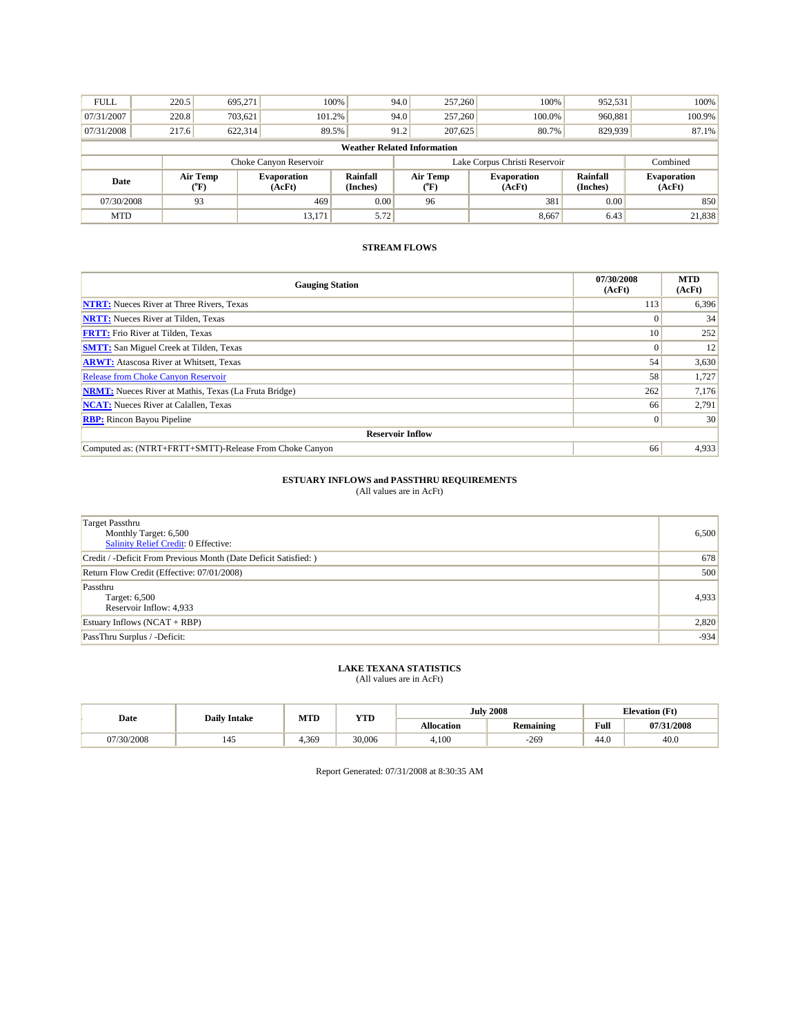| | | | | | | | | |
|---|---|---|---|---|---|---|---|---|
| FULL | 220.5 | 695,271 | 100% | 94.0 | 257,260 | 100% | 952,531 | 100% |
| 07/31/2007 | 220.8 | 703,621 | 101.2% | 94.0 | 257,260 | 100.0% | 960,881 | 100.9% |
| 07/31/2008 | 217.6 | 622,314 | 89.5% | 91.2 | 207,625 | 80.7% | 829,939 | 87.1% |

**Weather Related Information**

| | Choke Canyon Reservoir | | | Lake Corpus Christi Reservoir | | | Combined |
|---|---|---|---|---|---|---|---|
| Date | Air Temp (°F) | Evaporation (AcFt) | Rainfall (Inches) | Air Temp (°F) | Evaporation (AcFt) | Rainfall (Inches) | Evaporation (AcFt) |
| 07/30/2008 | 93 | 469 | 0.00 | 96 | 381 | 0.00 | 850 |
| MTD | | 13,171 | 5.72 | | 8,667 | 6.43 | 21,838 |

## STREAM FLOWS

| Gauging Station | 07/30/2008 (AcFt) | MTD (AcFt) |
|---|---|---|
| **NTRT:** Nueces River at Three Rivers, Texas | 113 | 6,396 |
| **NRTT:** Nueces River at Tilden, Texas | 0 | 34 |
| **FRTT:** Frio River at Tilden, Texas | 10 | 252 |
| **SMTT:** San Miguel Creek at Tilden, Texas | 0 | 12 |
| **ARWT:** Atascosa River at Whitsett, Texas | 54 | 3,630 |
| Release from Choke Canyon Reservoir | 58 | 1,727 |
| **NRMT:** Nueces River at Mathis, Texas (La Fruta Bridge) | 262 | 7,176 |
| **NCAT:** Nueces River at Calallen, Texas | 66 | 2,791 |
| **RBP:** Rincon Bayou Pipeline | 0 | 30 |
| **Reservoir Inflow** | | |
| Computed as: (NTRT+FRTT+SMTT)-Release From Choke Canyon | 66 | 4,933 |

## ESTUARY INFLOWS and PASSTHRU REQUIREMENTS

(All values are in AcFt)

| | |
|---|---|
| Target Passthru<br>Monthly Target: 6,500<br>Salinity Relief Credit: 0 Effective: | 6,500 |
| Credit / -Deficit From Previous Month (Date Deficit Satisfied: ) | 678 |
| Return Flow Credit (Effective: 07/01/2008) | 500 |
| Passthru<br>Target: 6,500<br>Reservoir Inflow: 4,933 | 4,933 |
| Estuary Inflows (NCAT + RBP) | 2,820 |
| PassThru Surplus / -Deficit: | -934 |

## LAKE TEXANA STATISTICS

(All values are in AcFt)

| Date | Daily Intake | MTD | YTD | July 2008 | | Elevation (Ft) | |
|---|---|---|---|---|---|---|---|
| | | | | Allocation | Remaining | Full | 07/31/2008 |
| 07/30/2008 | 145 | 4,369 | 30,006 | 4,100 | -269 | 44.0 | 40.0 |

Report Generated: 07/31/2008 at 8:30:35 AM